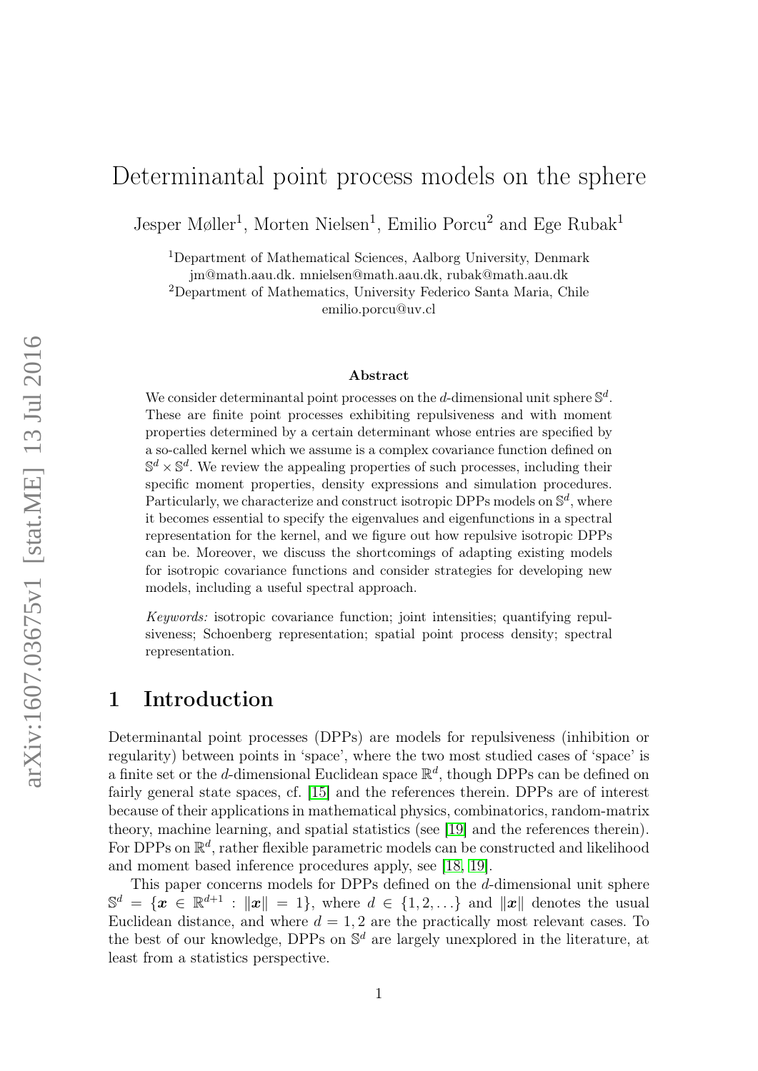# Determinantal point process models on the sphere

Jesper Møller[1], Morten Nielsen[1], Emilio Porcu[2] and Ege Rubak[1]

[1]Department of Mathematical Sciences, Aalborg University, Denmark
jm@math.aau.dk. mnielsen@math.aau.dk, rubak@math.aau.dk
[2]Department of Mathematics, University Federico Santa Maria, Chile
emilio.porcu@uv.cl

### Abstract

We consider determinantal point processes on the $d$-dimensional unit sphere $\mathbb{S}^d$. These are finite point processes exhibiting repulsiveness and with moment properties determined by a certain determinant whose entries are specified by a so-called kernel which we assume is a complex covariance function defined on $\mathbb{S}^d \times \mathbb{S}^d$. We review the appealing properties of such processes, including their specific moment properties, density expressions and simulation procedures. Particularly, we characterize and construct isotropic DPPs models on $\mathbb{S}^d$, where it becomes essential to specify the eigenvalues and eigenfunctions in a spectral representation for the kernel, and we figure out how repulsive isotropic DPPs can be. Moreover, we discuss the shortcomings of adapting existing models for isotropic covariance functions and consider strategies for developing new models, including a useful spectral approach.

*Keywords:* isotropic covariance function; joint intensities; quantifying repulsiveness; Schoenberg representation; spatial point process density; spectral representation.

## 1 Introduction

Determinantal point processes (DPPs) are models for repulsiveness (inhibition or regularity) between points in 'space', where the two most studied cases of 'space' is a finite set or the $d$-dimensional Euclidean space $\mathbb{R}^d$, though DPPs can be defined on fairly general state spaces, cf. [15] and the references therein. DPPs are of interest because of their applications in mathematical physics, combinatorics, random-matrix theory, machine learning, and spatial statistics (see [19] and the references therein). For DPPs on $\mathbb{R}^d$, rather flexible parametric models can be constructed and likelihood and moment based inference procedures apply, see [18, 19].

This paper concerns models for DPPs defined on the $d$-dimensional unit sphere $\mathbb{S}^d = \{\boldsymbol{x} \in \mathbb{R}^{d+1} : \|\boldsymbol{x}\| = 1\}$, where $d \in \{1, 2, \ldots\}$ and $\|\boldsymbol{x}\|$ denotes the usual Euclidean distance, and where $d = 1, 2$ are the practically most relevant cases. To the best of our knowledge, DPPs on $\mathbb{S}^d$ are largely unexplored in the literature, at least from a statistics perspective.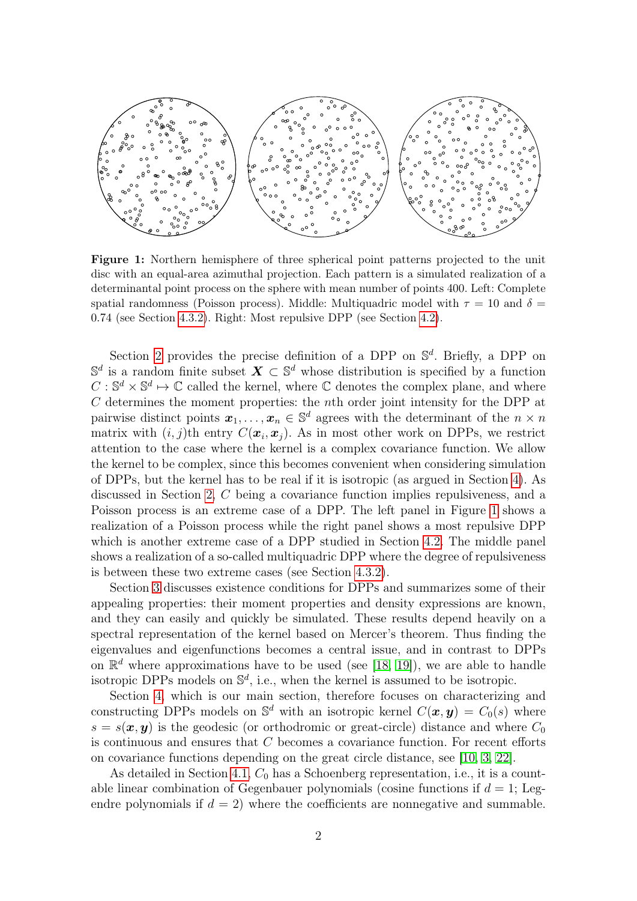**Figure 1:** Northern hemisphere of three spherical point patterns projected to the unit disc with an equal-area azimuthal projection. Each pattern is a simulated realization of a determinantal point process on the sphere with mean number of points 400. Left: Complete spatial randomness (Poisson process). Middle: Multiquadric model with $\tau = 10$ and $\delta = 0.74$ (see Section 4.3.2). Right: Most repulsive DPP (see Section 4.2).

Section 2 provides the precise definition of a DPP on $\mathbb{S}^d$. Briefly, a DPP on $\mathbb{S}^d$ is a random finite subset $\boldsymbol{X} \subset \mathbb{S}^d$ whose distribution is specified by a function $C : \mathbb{S}^d \times \mathbb{S}^d \mapsto \mathbb{C}$ called the kernel, where $\mathbb{C}$ denotes the complex plane, and where $C$ determines the moment properties: the $n$th order joint intensity for the DPP at pairwise distinct points $\boldsymbol{x}_1, \ldots, \boldsymbol{x}_n \in \mathbb{S}^d$ agrees with the determinant of the $n \times n$ matrix with $(i, j)$th entry $C(\boldsymbol{x}_i, \boldsymbol{x}_j)$. As in most other work on DPPs, we restrict attention to the case where the kernel is a complex covariance function. We allow the kernel to be complex, since this becomes convenient when considering simulation of DPPs, but the kernel has to be real if it is isotropic (as argued in Section 4). As discussed in Section 2, $C$ being a covariance function implies repulsiveness, and a Poisson process is an extreme case of a DPP. The left panel in Figure 1 shows a realization of a Poisson process while the right panel shows a most repulsive DPP which is another extreme case of a DPP studied in Section 4.2. The middle panel shows a realization of a so-called multiquadric DPP where the degree of repulsiveness is between these two extreme cases (see Section 4.3.2).

Section 3 discusses existence conditions for DPPs and summarizes some of their appealing properties: their moment properties and density expressions are known, and they can easily and quickly be simulated. These results depend heavily on a spectral representation of the kernel based on Mercer's theorem. Thus finding the eigenvalues and eigenfunctions becomes a central issue, and in contrast to DPPs on $\mathbb{R}^d$ where approximations have to be used (see [18, 19]), we are able to handle isotropic DPPs models on $\mathbb{S}^d$, i.e., when the kernel is assumed to be isotropic.

Section 4, which is our main section, therefore focuses on characterizing and constructing DPPs models on $\mathbb{S}^d$ with an isotropic kernel $C(\boldsymbol{x}, \boldsymbol{y}) = C_0(s)$ where $s = s(\boldsymbol{x}, \boldsymbol{y})$ is the geodesic (or orthodromic or great-circle) distance and where $C_0$ is continuous and ensures that $C$ becomes a covariance function. For recent efforts on covariance functions depending on the great circle distance, see [10, 3, 22].

As detailed in Section 4.1, $C_0$ has a Schoenberg representation, i.e., it is a countable linear combination of Gegenbauer polynomials (cosine functions if $d = 1$; Legendre polynomials if $d = 2$) where the coefficients are nonnegative and summable.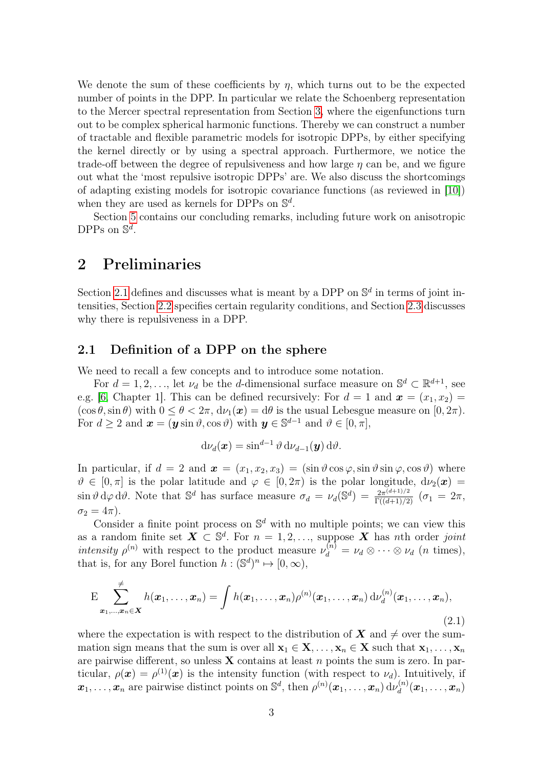We denote the sum of these coefficients by $\eta$, which turns out to be the expected number of points in the DPP. In particular we relate the Schoenberg representation to the Mercer spectral representation from Section 3, where the eigenfunctions turn out to be complex spherical harmonic functions. Thereby we can construct a number of tractable and flexible parametric models for isotropic DPPs, by either specifying the kernel directly or by using a spectral approach. Furthermore, we notice the trade-off between the degree of repulsiveness and how large $\eta$ can be, and we figure out what the 'most repulsive isotropic DPPs' are. We also discuss the shortcomings of adapting existing models for isotropic covariance functions (as reviewed in [10]) when they are used as kernels for DPPs on $\mathbb{S}^d$.

Section 5 contains our concluding remarks, including future work on anisotropic DPPs on $\mathbb{S}^d$.

## 2 Preliminaries

Section 2.1 defines and discusses what is meant by a DPP on $\mathbb{S}^d$ in terms of joint intensities, Section 2.2 specifies certain regularity conditions, and Section 2.3 discusses why there is repulsiveness in a DPP.

### 2.1 Definition of a DPP on the sphere

We need to recall a few concepts and to introduce some notation.

For $d = 1, 2, \ldots$, let $\nu_d$ be the $d$-dimensional surface measure on $\mathbb{S}^d \subset \mathbb{R}^{d+1}$, see e.g. [6, Chapter 1]. This can be defined recursively: For $d = 1$ and $\boldsymbol{x} = (x_1, x_2) = (\cos\theta, \sin\theta)$ with $0 \le \theta < 2\pi$, $\mathrm{d}\nu_1(\boldsymbol{x}) = \mathrm{d}\theta$ is the usual Lebesgue measure on $[0, 2\pi)$. For $d \ge 2$ and $\boldsymbol{x} = (\boldsymbol{y}\sin\vartheta, \cos\vartheta)$ with $\boldsymbol{y} \in \mathbb{S}^{d-1}$ and $\vartheta \in [0, \pi]$,

$$\mathrm{d}\nu_d(\boldsymbol{x}) = \sin^{d-1}\vartheta \,\mathrm{d}\nu_{d-1}(\boldsymbol{y})\,\mathrm{d}\vartheta.$$

In particular, if $d = 2$ and $\boldsymbol{x} = (x_1, x_2, x_3) = (\sin\vartheta\cos\varphi, \sin\vartheta\sin\varphi, \cos\vartheta)$ where $\vartheta \in [0, \pi]$ is the polar latitude and $\varphi \in [0, 2\pi)$ is the polar longitude, $\mathrm{d}\nu_2(\boldsymbol{x}) = \sin\vartheta\,\mathrm{d}\varphi\,\mathrm{d}\vartheta$. Note that $\mathbb{S}^d$ has surface measure $\sigma_d = \nu_d(\mathbb{S}^d) = \frac{2\pi^{(d+1)/2}}{\Gamma((d+1)/2)}$ ($\sigma_1 = 2\pi$, $\sigma_2 = 4\pi$).

Consider a finite point process on $\mathbb{S}^d$ with no multiple points; we can view this as a random finite set $\boldsymbol{X} \subset \mathbb{S}^d$. For $n = 1, 2, \ldots$, suppose $\boldsymbol{X}$ has $n$th order *joint intensity* $\rho^{(n)}$ with respect to the product measure $\nu_d^{(n)} = \nu_d \otimes \cdots \otimes \nu_d$ ($n$ times), that is, for any Borel function $h : (\mathbb{S}^d)^n \mapsto [0, \infty)$,

$$\mathrm{E} \sum_{\boldsymbol{x}_1, \ldots, \boldsymbol{x}_n \in \boldsymbol{X}}^{\neq} h(\boldsymbol{x}_1, \ldots, \boldsymbol{x}_n) = \int h(\boldsymbol{x}_1, \ldots, \boldsymbol{x}_n)\rho^{(n)}(\boldsymbol{x}_1, \ldots, \boldsymbol{x}_n)\,\mathrm{d}\nu_d^{(n)}(\boldsymbol{x}_1, \ldots, \boldsymbol{x}_n), \tag{2.1}$$

where the expectation is with respect to the distribution of $\boldsymbol{X}$ and $\neq$ over the summation sign means that the sum is over all $\mathbf{x}_1 \in \mathbf{X}, \ldots, \mathbf{x}_n \in \mathbf{X}$ such that $\mathbf{x}_1, \ldots, \mathbf{x}_n$ are pairwise different, so unless $\mathbf{X}$ contains at least $n$ points the sum is zero. In particular, $\rho(\boldsymbol{x}) = \rho^{(1)}(\boldsymbol{x})$ is the intensity function (with respect to $\nu_d$). Intuitively, if $\boldsymbol{x}_1, \ldots, \boldsymbol{x}_n$ are pairwise distinct points on $\mathbb{S}^d$, then $\rho^{(n)}(\boldsymbol{x}_1, \ldots, \boldsymbol{x}_n)\,\mathrm{d}\nu_d^{(n)}(\boldsymbol{x}_1, \ldots, \boldsymbol{x}_n)$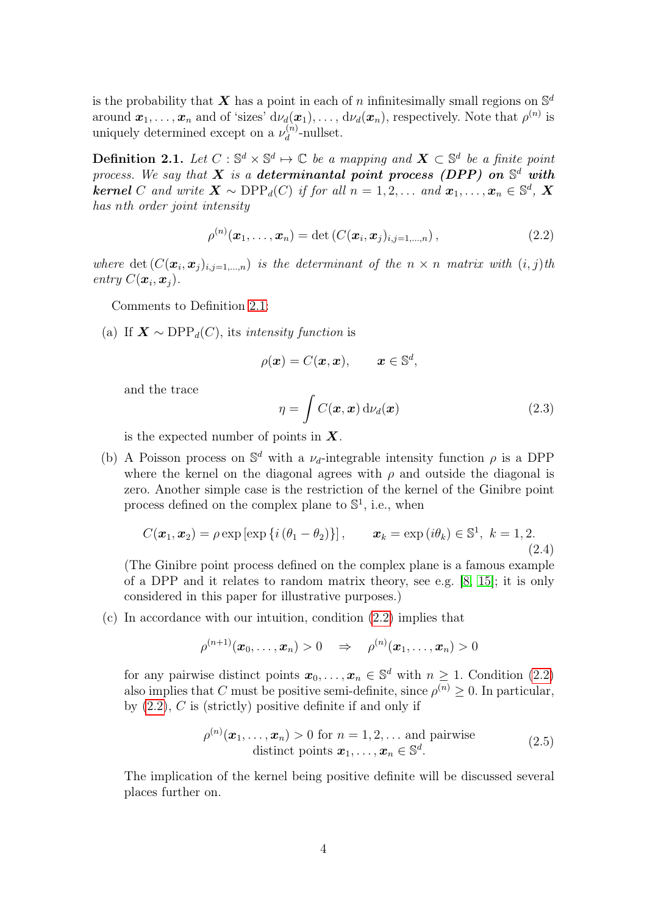is the probability that $\boldsymbol{X}$ has a point in each of $n$ infinitesimally small regions on $\mathbb{S}^d$ around $\boldsymbol{x}_1, \ldots, \boldsymbol{x}_n$ and of 'sizes' $\mathrm{d}\nu_d(\boldsymbol{x}_1), \ldots, \mathrm{d}\nu_d(\boldsymbol{x}_n)$, respectively. Note that $\rho^{(n)}$ is uniquely determined except on a $\nu_d^{(n)}$-nullset.

**Definition 2.1.** *Let $C : \mathbb{S}^d \times \mathbb{S}^d \mapsto \mathbb{C}$ be a mapping and $\boldsymbol{X} \subset \mathbb{S}^d$ be a finite point process. We say that $\boldsymbol{X}$ is a* ***determinantal point process (DPP) on $\mathbb{S}^d$ with kernel*** *$C$ and write $\boldsymbol{X} \sim \mathrm{DPP}_d(C)$ if for all $n = 1, 2, \ldots$ and $\boldsymbol{x}_1, \ldots, \boldsymbol{x}_n \in \mathbb{S}^d$, $\boldsymbol{X}$ has nth order joint intensity*

$$\rho^{(n)}(\boldsymbol{x}_1, \ldots, \boldsymbol{x}_n) = \det\left(C(\boldsymbol{x}_i, \boldsymbol{x}_j)_{i,j=1,\ldots,n}\right), \tag{2.2}$$

*where $\det\left(C(\boldsymbol{x}_i, \boldsymbol{x}_j)_{i,j=1,\ldots,n}\right)$ is the determinant of the $n \times n$ matrix with $(i,j)$th entry $C(\boldsymbol{x}_i, \boldsymbol{x}_j)$.*

Comments to Definition 2.1:

(a) If $\boldsymbol{X} \sim \mathrm{DPP}_d(C)$, its *intensity function* is

$$\rho(\boldsymbol{x}) = C(\boldsymbol{x}, \boldsymbol{x}), \qquad \boldsymbol{x} \in \mathbb{S}^d,$$

and the trace

$$\eta = \int C(\boldsymbol{x}, \boldsymbol{x})\, \mathrm{d}\nu_d(\boldsymbol{x}) \tag{2.3}$$

is the expected number of points in $\boldsymbol{X}$.

(b) A Poisson process on $\mathbb{S}^d$ with a $\nu_d$-integrable intensity function $\rho$ is a DPP where the kernel on the diagonal agrees with $\rho$ and outside the diagonal is zero. Another simple case is the restriction of the kernel of the Ginibre point process defined on the complex plane to $\mathbb{S}^1$, i.e., when

$$C(\boldsymbol{x}_1, \boldsymbol{x}_2) = \rho \exp\left[\exp\left\{i\left(\theta_1 - \theta_2\right)\right\}\right], \qquad \boldsymbol{x}_k = \exp\left(i\theta_k\right) \in \mathbb{S}^1,\ k = 1, 2. \tag{2.4}$$

(The Ginibre point process defined on the complex plane is a famous example of a DPP and it relates to random matrix theory, see e.g. [8, 15]; it is only considered in this paper for illustrative purposes.)

(c) In accordance with our intuition, condition (2.2) implies that

$$\rho^{(n+1)}(\boldsymbol{x}_0, \ldots, \boldsymbol{x}_n) > 0 \quad \Rightarrow \quad \rho^{(n)}(\boldsymbol{x}_1, \ldots, \boldsymbol{x}_n) > 0$$

for any pairwise distinct points $\boldsymbol{x}_0, \ldots, \boldsymbol{x}_n \in \mathbb{S}^d$ with $n \geq 1$. Condition (2.2) also implies that $C$ must be positive semi-definite, since $\rho^{(n)} \geq 0$. In particular, by (2.2), $C$ is (strictly) positive definite if and only if

$$\rho^{(n)}(\boldsymbol{x}_1, \ldots, \boldsymbol{x}_n) > 0 \text{ for } n = 1, 2, \ldots \text{ and pairwise distinct points } \boldsymbol{x}_1, \ldots, \boldsymbol{x}_n \in \mathbb{S}^d. \tag{2.5}$$

The implication of the kernel being positive definite will be discussed several places further on.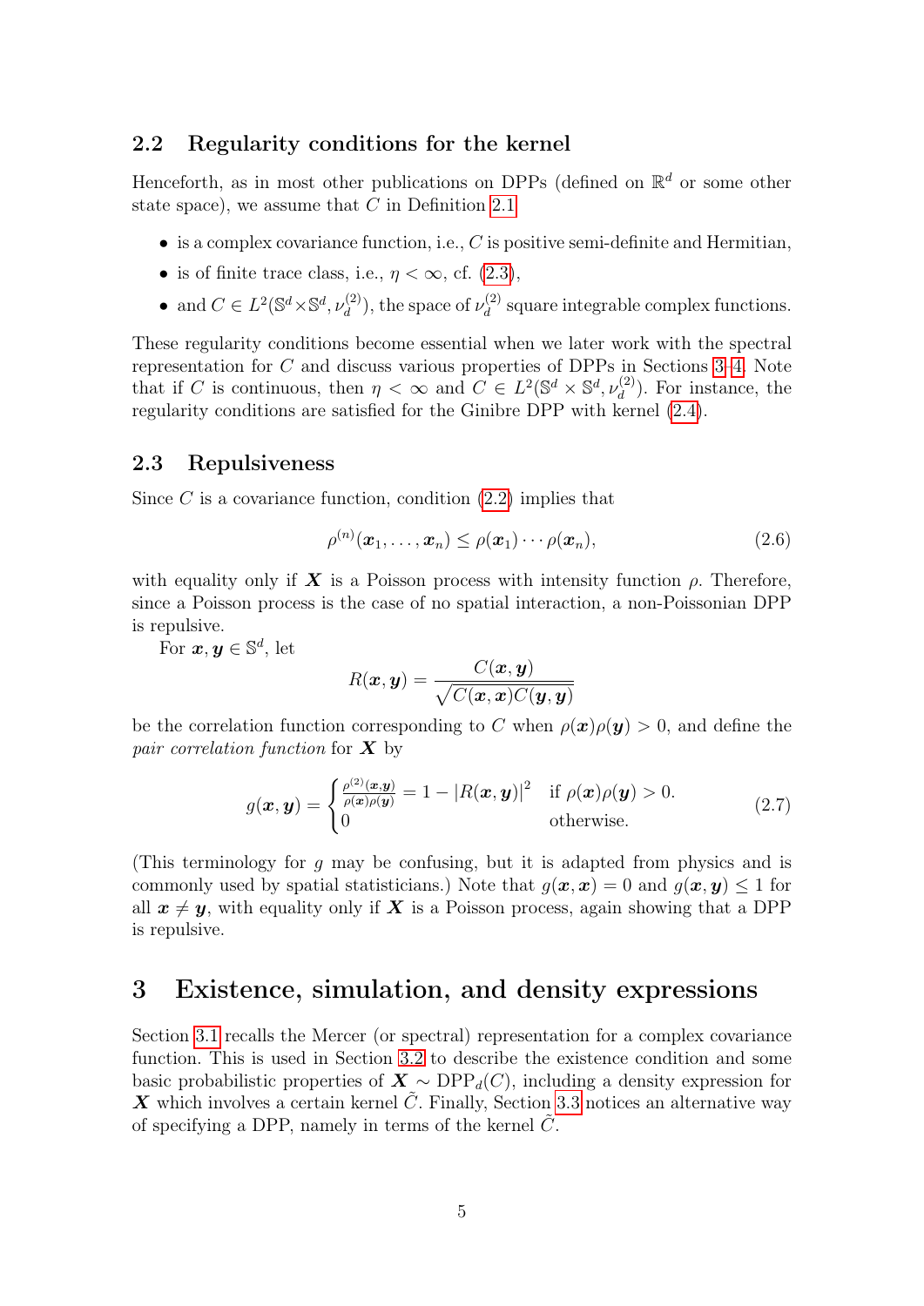### 2.2 Regularity conditions for the kernel

Henceforth, as in most other publications on DPPs (defined on $\mathbb{R}^d$ or some other state space), we assume that $C$ in Definition 2.1

- is a complex covariance function, i.e., $C$ is positive semi-definite and Hermitian,
- is of finite trace class, i.e., $\eta < \infty$, cf. (2.3),
- and $C \in L^2(\mathbb{S}^d \times \mathbb{S}^d, \nu_d^{(2)})$, the space of $\nu_d^{(2)}$ square integrable complex functions.

These regularity conditions become essential when we later work with the spectral representation for $C$ and discuss various properties of DPPs in Sections 3–4. Note that if $C$ is continuous, then $\eta < \infty$ and $C \in L^2(\mathbb{S}^d \times \mathbb{S}^d, \nu_d^{(2)})$. For instance, the regularity conditions are satisfied for the Ginibre DPP with kernel (2.4).

### 2.3 Repulsiveness

Since $C$ is a covariance function, condition (2.2) implies that

$$\rho^{(n)}(\boldsymbol{x}_1, \ldots, \boldsymbol{x}_n) \leq \rho(\boldsymbol{x}_1) \cdots \rho(\boldsymbol{x}_n), \tag{2.6}$$

with equality only if $\boldsymbol{X}$ is a Poisson process with intensity function $\rho$. Therefore, since a Poisson process is the case of no spatial interaction, a non-Poissonian DPP is repulsive.

For $\boldsymbol{x}, \boldsymbol{y} \in \mathbb{S}^d$, let

$$R(\boldsymbol{x}, \boldsymbol{y}) = \frac{C(\boldsymbol{x}, \boldsymbol{y})}{\sqrt{C(\boldsymbol{x}, \boldsymbol{x})C(\boldsymbol{y}, \boldsymbol{y})}}$$

be the correlation function corresponding to $C$ when $\rho(\boldsymbol{x})\rho(\boldsymbol{y}) > 0$, and define the *pair correlation function* for $\boldsymbol{X}$ by

$$g(\boldsymbol{x}, \boldsymbol{y}) = \begin{cases} \frac{\rho^{(2)}(\boldsymbol{x}, \boldsymbol{y})}{\rho(\boldsymbol{x})\rho(\boldsymbol{y})} = 1 - |R(\boldsymbol{x}, \boldsymbol{y})|^2 & \text{if } \rho(\boldsymbol{x})\rho(\boldsymbol{y}) > 0. \\ 0 & \text{otherwise.} \end{cases} \tag{2.7}$$

(This terminology for $g$ may be confusing, but it is adapted from physics and is commonly used by spatial statisticians.) Note that $g(\boldsymbol{x}, \boldsymbol{x}) = 0$ and $g(\boldsymbol{x}, \boldsymbol{y}) \leq 1$ for all $\boldsymbol{x} \neq \boldsymbol{y}$, with equality only if $\boldsymbol{X}$ is a Poisson process, again showing that a DPP is repulsive.

## 3 Existence, simulation, and density expressions

Section 3.1 recalls the Mercer (or spectral) representation for a complex covariance function. This is used in Section 3.2 to describe the existence condition and some basic probabilistic properties of $\boldsymbol{X} \sim \mathrm{DPP}_d(C)$, including a density expression for $\boldsymbol{X}$ which involves a certain kernel $\tilde{C}$. Finally, Section 3.3 notices an alternative way of specifying a DPP, namely in terms of the kernel $\tilde{C}$.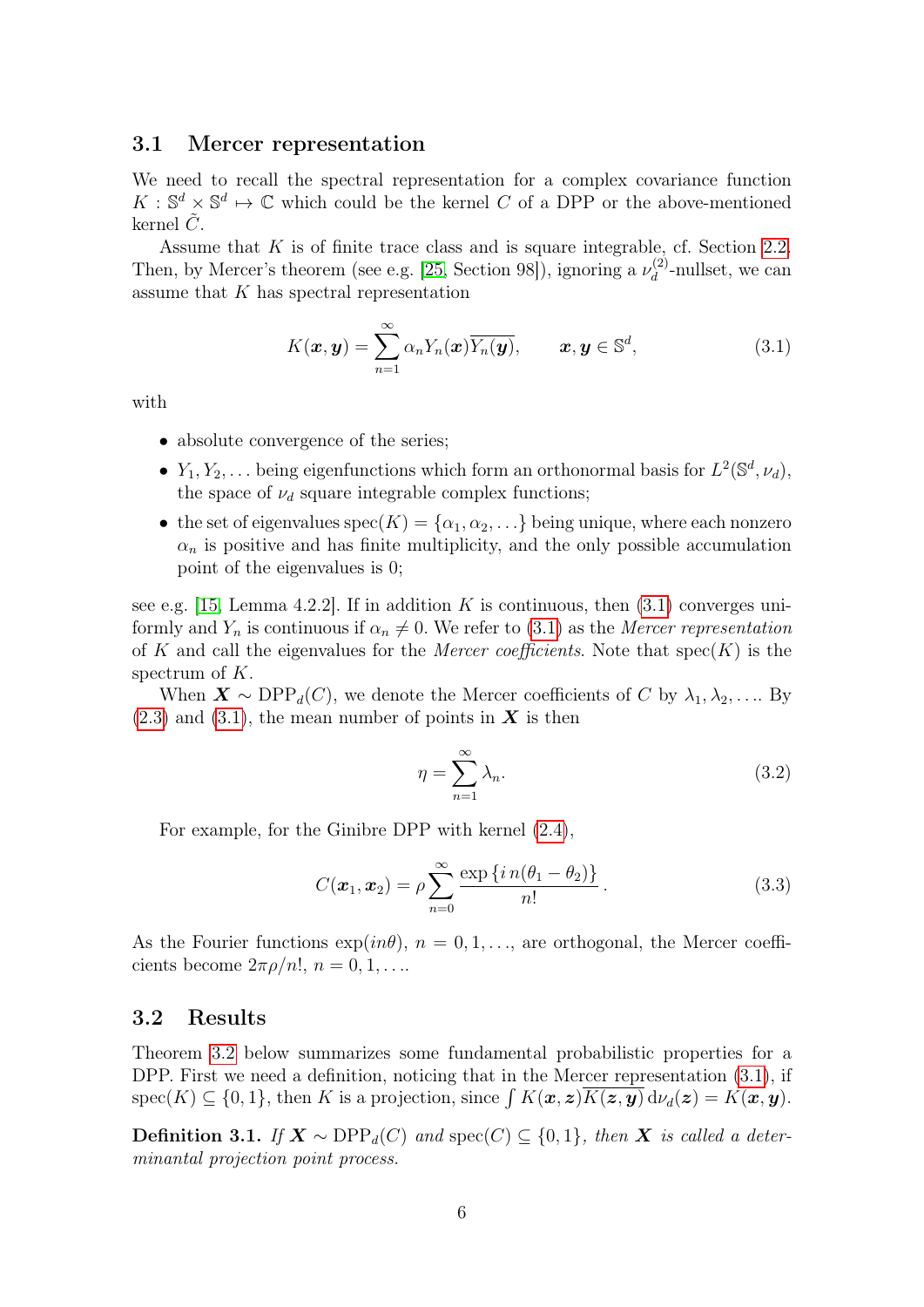### 3.1 Mercer representation

We need to recall the spectral representation for a complex covariance function $K : \mathbb{S}^d \times \mathbb{S}^d \mapsto \mathbb{C}$ which could be the kernel $C$ of a DPP or the above-mentioned kernel $\tilde{C}$.

Assume that $K$ is of finite trace class and is square integrable, cf. Section 2.2. Then, by Mercer's theorem (see e.g. [25, Section 98]), ignoring a $\nu_d^{(2)}$-nullset, we can assume that $K$ has spectral representation

$$K(\boldsymbol{x}, \boldsymbol{y}) = \sum_{n=1}^{\infty} \alpha_n Y_n(\boldsymbol{x}) \overline{Y_n(\boldsymbol{y})}, \qquad \boldsymbol{x}, \boldsymbol{y} \in \mathbb{S}^d, \tag{3.1}$$

with

- absolute convergence of the series;
- $Y_1, Y_2, \ldots$ being eigenfunctions which form an orthonormal basis for $L^2(\mathbb{S}^d, \nu_d)$, the space of $\nu_d$ square integrable complex functions;
- the set of eigenvalues $\mathrm{spec}(K) = \{\alpha_1, \alpha_2, \ldots\}$ being unique, where each nonzero $\alpha_n$ is positive and has finite multiplicity, and the only possible accumulation point of the eigenvalues is 0;

see e.g. [15, Lemma 4.2.2]. If in addition $K$ is continuous, then (3.1) converges uniformly and $Y_n$ is continuous if $\alpha_n \neq 0$. We refer to (3.1) as the *Mercer representation* of $K$ and call the eigenvalues for the *Mercer coefficients*. Note that $\mathrm{spec}(K)$ is the spectrum of $K$.

When $\boldsymbol{X} \sim \mathrm{DPP}_d(C)$, we denote the Mercer coefficients of $C$ by $\lambda_1, \lambda_2, \ldots$. By (2.3) and (3.1), the mean number of points in $\boldsymbol{X}$ is then

$$\eta = \sum_{n=1}^{\infty} \lambda_n. \tag{3.2}$$

For example, for the Ginibre DPP with kernel (2.4),

$$C(\boldsymbol{x}_1, \boldsymbol{x}_2) = \rho \sum_{n=0}^{\infty} \frac{\exp\{i\, n(\theta_1 - \theta_2)\}}{n!}. \tag{3.3}$$

As the Fourier functions $\exp(in\theta)$, $n = 0, 1, \ldots$, are orthogonal, the Mercer coefficients become $2\pi\rho/n!$, $n = 0, 1, \ldots$.

### 3.2 Results

Theorem 3.2 below summarizes some fundamental probabilistic properties for a DPP. First we need a definition, noticing that in the Mercer representation (3.1), if $\mathrm{spec}(K) \subseteq \{0, 1\}$, then $K$ is a projection, since $\int K(\boldsymbol{x}, \boldsymbol{z}) \overline{K(\boldsymbol{z}, \boldsymbol{y})} \, \mathrm{d}\nu_d(\boldsymbol{z}) = K(\boldsymbol{x}, \boldsymbol{y})$.

**Definition 3.1.** *If $\boldsymbol{X} \sim \mathrm{DPP}_d(C)$ and $\mathrm{spec}(C) \subseteq \{0, 1\}$, then $\boldsymbol{X}$ is called a determinantal projection point process.*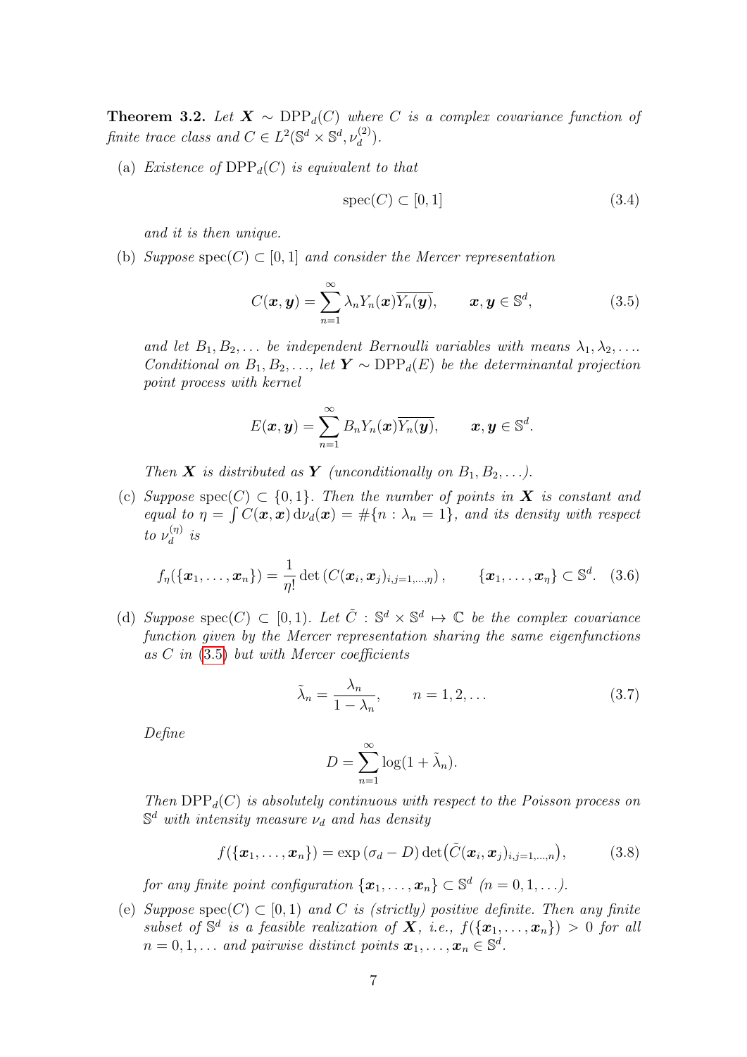**Theorem 3.2.** *Let $\boldsymbol{X} \sim \mathrm{DPP}_d(C)$ where $C$ is a complex covariance function of finite trace class and $C \in L^2(\mathbb{S}^d \times \mathbb{S}^d, \nu_d^{(2)})$.*

(a) *Existence of $\mathrm{DPP}_d(C)$ is equivalent to that*

$$\mathrm{spec}(C) \subset [0,1] \tag{3.4}$$

*and it is then unique.*

(b) *Suppose $\mathrm{spec}(C) \subset [0,1]$ and consider the Mercer representation*

$$C(\boldsymbol{x},\boldsymbol{y}) = \sum_{n=1}^{\infty} \lambda_n Y_n(\boldsymbol{x})\overline{Y_n(\boldsymbol{y})}, \qquad \boldsymbol{x},\boldsymbol{y} \in \mathbb{S}^d, \tag{3.5}$$

*and let $B_1, B_2, \dots$ be independent Bernoulli variables with means $\lambda_1, \lambda_2, \dots$. Conditional on $B_1, B_2, \dots$, let $\boldsymbol{Y} \sim \mathrm{DPP}_d(E)$ be the determinantal projection point process with kernel*

$$E(\boldsymbol{x},\boldsymbol{y}) = \sum_{n=1}^{\infty} B_n Y_n(\boldsymbol{x})\overline{Y_n(\boldsymbol{y})}, \qquad \boldsymbol{x},\boldsymbol{y} \in \mathbb{S}^d.$$

*Then $\boldsymbol{X}$ is distributed as $\boldsymbol{Y}$ (unconditionally on $B_1, B_2, \dots$).*

(c) *Suppose $\mathrm{spec}(C) \subset \{0,1\}$. Then the number of points in $\boldsymbol{X}$ is constant and equal to $\eta = \int C(\boldsymbol{x},\boldsymbol{x})\,\mathrm{d}\nu_d(\boldsymbol{x}) = \#\{n : \lambda_n = 1\}$, and its density with respect to $\nu_d^{(\eta)}$ is*

$$f_\eta(\{\boldsymbol{x}_1,\dots,\boldsymbol{x}_n\}) = \frac{1}{\eta!}\det\left(C(\boldsymbol{x}_i,\boldsymbol{x}_j)_{i,j=1,\dots,\eta}\right), \qquad \{\boldsymbol{x}_1,\dots,\boldsymbol{x}_\eta\} \subset \mathbb{S}^d. \tag{3.6}$$

(d) *Suppose $\mathrm{spec}(C) \subset [0,1)$. Let $\tilde{C} : \mathbb{S}^d \times \mathbb{S}^d \mapsto \mathbb{C}$ be the complex covariance function given by the Mercer representation sharing the same eigenfunctions as $C$ in (3.5) but with Mercer coefficients*

$$\tilde{\lambda}_n = \frac{\lambda_n}{1-\lambda_n}, \qquad n = 1,2,\dots \tag{3.7}$$

*Define*

$$D = \sum_{n=1}^{\infty} \log(1+\tilde{\lambda}_n).$$

*Then $\mathrm{DPP}_d(C)$ is absolutely continuous with respect to the Poisson process on $\mathbb{S}^d$ with intensity measure $\nu_d$ and has density*

$$f(\{\boldsymbol{x}_1,\dots,\boldsymbol{x}_n\}) = \exp(\sigma_d - D)\det\bigl(\tilde{C}(\boldsymbol{x}_i,\boldsymbol{x}_j)_{i,j=1,\dots,n}\bigr), \tag{3.8}$$

*for any finite point configuration $\{\boldsymbol{x}_1,\dots,\boldsymbol{x}_n\} \subset \mathbb{S}^d$ ($n = 0,1,\dots$).*

(e) *Suppose $\mathrm{spec}(C) \subset [0,1)$ and $C$ is (strictly) positive definite. Then any finite subset of $\mathbb{S}^d$ is a feasible realization of $\boldsymbol{X}$, i.e., $f(\{\boldsymbol{x}_1,\dots,\boldsymbol{x}_n\}) > 0$ for all $n = 0,1,\dots$ and pairwise distinct points $\boldsymbol{x}_1,\dots,\boldsymbol{x}_n \in \mathbb{S}^d$.*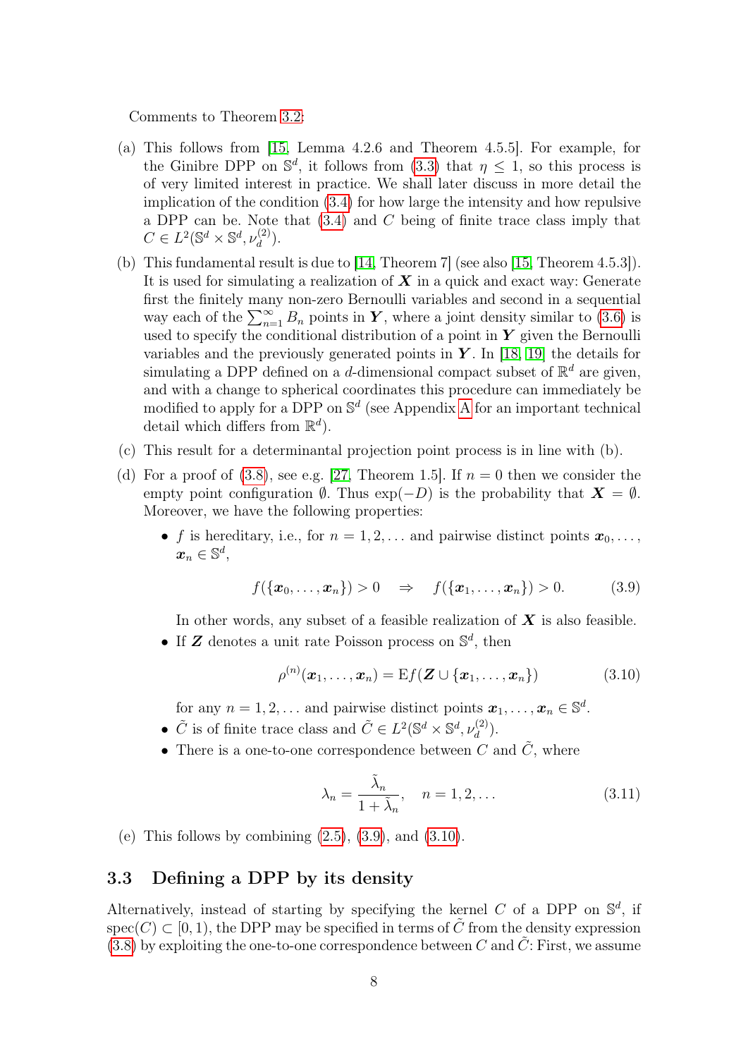Comments to Theorem 3.2:

(a) This follows from [15, Lemma 4.2.6 and Theorem 4.5.5]. For example, for the Ginibre DPP on $\mathbb{S}^d$, it follows from (3.3) that $\eta \leq 1$, so this process is of very limited interest in practice. We shall later discuss in more detail the implication of the condition (3.4) for how large the intensity and how repulsive a DPP can be. Note that (3.4) and $C$ being of finite trace class imply that $C \in L^2(\mathbb{S}^d \times \mathbb{S}^d, \nu_d^{(2)})$.

(b) This fundamental result is due to [14, Theorem 7] (see also [15, Theorem 4.5.3]). It is used for simulating a realization of $\boldsymbol{X}$ in a quick and exact way: Generate first the finitely many non-zero Bernoulli variables and second in a sequential way each of the $\sum_{n=1}^{\infty} B_n$ points in $\boldsymbol{Y}$, where a joint density similar to (3.6) is used to specify the conditional distribution of a point in $\boldsymbol{Y}$ given the Bernoulli variables and the previously generated points in $\boldsymbol{Y}$. In [18, 19] the details for simulating a DPP defined on a $d$-dimensional compact subset of $\mathbb{R}^d$ are given, and with a change to spherical coordinates this procedure can immediately be modified to apply for a DPP on $\mathbb{S}^d$ (see Appendix A for an important technical detail which differs from $\mathbb{R}^d$).

(c) This result for a determinantal projection point process is in line with (b).

(d) For a proof of (3.8), see e.g. [27, Theorem 1.5]. If $n = 0$ then we consider the empty point configuration $\emptyset$. Thus $\exp(-D)$ is the probability that $\boldsymbol{X} = \emptyset$. Moreover, we have the following properties:

   - $f$ is hereditary, i.e., for $n = 1, 2, \ldots$ and pairwise distinct points $\boldsymbol{x}_0, \ldots, \boldsymbol{x}_n \in \mathbb{S}^d$,
   $$f(\{\boldsymbol{x}_0, \ldots, \boldsymbol{x}_n\}) > 0 \quad \Rightarrow \quad f(\{\boldsymbol{x}_1, \ldots, \boldsymbol{x}_n\}) > 0. \tag{3.9}$$
   In other words, any subset of a feasible realization of $\boldsymbol{X}$ is also feasible.
   - If $\boldsymbol{Z}$ denotes a unit rate Poisson process on $\mathbb{S}^d$, then
   $$\rho^{(n)}(\boldsymbol{x}_1, \ldots, \boldsymbol{x}_n) = \mathrm{E} f(\boldsymbol{Z} \cup \{\boldsymbol{x}_1, \ldots, \boldsymbol{x}_n\}) \tag{3.10}$$
   for any $n = 1, 2, \ldots$ and pairwise distinct points $\boldsymbol{x}_1, \ldots, \boldsymbol{x}_n \in \mathbb{S}^d$.
   - $\tilde{C}$ is of finite trace class and $\tilde{C} \in L^2(\mathbb{S}^d \times \mathbb{S}^d, \nu_d^{(2)})$.
   - There is a one-to-one correspondence between $C$ and $\tilde{C}$, where
   $$\lambda_n = \frac{\tilde{\lambda}_n}{1 + \tilde{\lambda}_n}, \quad n = 1, 2, \ldots \tag{3.11}$$

(e) This follows by combining (2.5), (3.9), and (3.10).

### 3.3 Defining a DPP by its density

Alternatively, instead of starting by specifying the kernel $C$ of a DPP on $\mathbb{S}^d$, if $\mathrm{spec}(C) \subset [0, 1)$, the DPP may be specified in terms of $\tilde{C}$ from the density expression (3.8) by exploiting the one-to-one correspondence between $C$ and $\tilde{C}$: First, we assume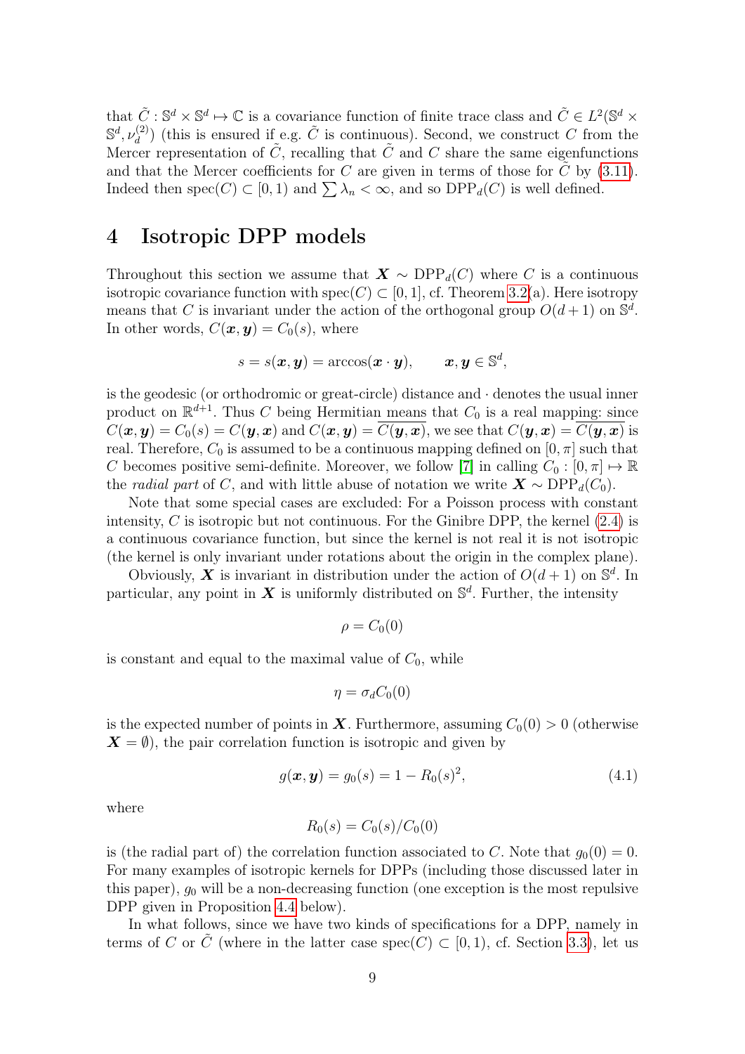that $\tilde{C} : \mathbb{S}^d \times \mathbb{S}^d \mapsto \mathbb{C}$ is a covariance function of finite trace class and $\tilde{C} \in L^2(\mathbb{S}^d \times \mathbb{S}^d, \nu_d^{(2)})$ (this is ensured if e.g. $\tilde{C}$ is continuous). Second, we construct $C$ from the Mercer representation of $\tilde{C}$, recalling that $\tilde{C}$ and $C$ share the same eigenfunctions and that the Mercer coefficients for $C$ are given in terms of those for $\tilde{C}$ by (3.11). Indeed then $\mathrm{spec}(C) \subset [0, 1)$ and $\sum \lambda_n < \infty$, and so $\mathrm{DPP}_d(C)$ is well defined.

# 4 Isotropic DPP models

Throughout this section we assume that $\boldsymbol{X} \sim \mathrm{DPP}_d(C)$ where $C$ is a continuous isotropic covariance function with $\mathrm{spec}(C) \subset [0, 1]$, cf. Theorem 3.2(a). Here isotropy means that $C$ is invariant under the action of the orthogonal group $O(d+1)$ on $\mathbb{S}^d$. In other words, $C(\boldsymbol{x}, \boldsymbol{y}) = C_0(s)$, where

$$s = s(\boldsymbol{x}, \boldsymbol{y}) = \arccos(\boldsymbol{x} \cdot \boldsymbol{y}), \qquad \boldsymbol{x}, \boldsymbol{y} \in \mathbb{S}^d,$$

is the geodesic (or orthodromic or great-circle) distance and $\cdot$ denotes the usual inner product on $\mathbb{R}^{d+1}$. Thus $C$ being Hermitian means that $C_0$ is a real mapping: since $C(\boldsymbol{x}, \boldsymbol{y}) = C_0(s) = C(\boldsymbol{y}, \boldsymbol{x})$ and $C(\boldsymbol{x}, \boldsymbol{y}) = \overline{C(\boldsymbol{y}, \boldsymbol{x})}$, we see that $C(\boldsymbol{y}, \boldsymbol{x}) = \overline{C(\boldsymbol{y}, \boldsymbol{x})}$ is real. Therefore, $C_0$ is assumed to be a continuous mapping defined on $[0, \pi]$ such that $C$ becomes positive semi-definite. Moreover, we follow [7] in calling $C_0 : [0, \pi] \mapsto \mathbb{R}$ the *radial part* of $C$, and with little abuse of notation we write $\boldsymbol{X} \sim \mathrm{DPP}_d(C_0)$.

Note that some special cases are excluded: For a Poisson process with constant intensity, $C$ is isotropic but not continuous. For the Ginibre DPP, the kernel (2.4) is a continuous covariance function, but since the kernel is not real it is not isotropic (the kernel is only invariant under rotations about the origin in the complex plane).

Obviously, $\boldsymbol{X}$ is invariant in distribution under the action of $O(d+1)$ on $\mathbb{S}^d$. In particular, any point in $\boldsymbol{X}$ is uniformly distributed on $\mathbb{S}^d$. Further, the intensity

$$\rho = C_0(0)$$

is constant and equal to the maximal value of $C_0$, while

$$\eta = \sigma_d C_0(0)$$

is the expected number of points in $\boldsymbol{X}$. Furthermore, assuming $C_0(0) > 0$ (otherwise $\boldsymbol{X} = \emptyset$), the pair correlation function is isotropic and given by

$$g(\boldsymbol{x}, \boldsymbol{y}) = g_0(s) = 1 - R_0(s)^2, \tag{4.1}$$

where

$$R_0(s) = C_0(s)/C_0(0)$$

is (the radial part of) the correlation function associated to $C$. Note that $g_0(0) = 0$. For many examples of isotropic kernels for DPPs (including those discussed later in this paper), $g_0$ will be a non-decreasing function (one exception is the most repulsive DPP given in Proposition 4.4 below).

In what follows, since we have two kinds of specifications for a DPP, namely in terms of $C$ or $\tilde{C}$ (where in the latter case $\mathrm{spec}(C) \subset [0, 1)$, cf. Section 3.3), let us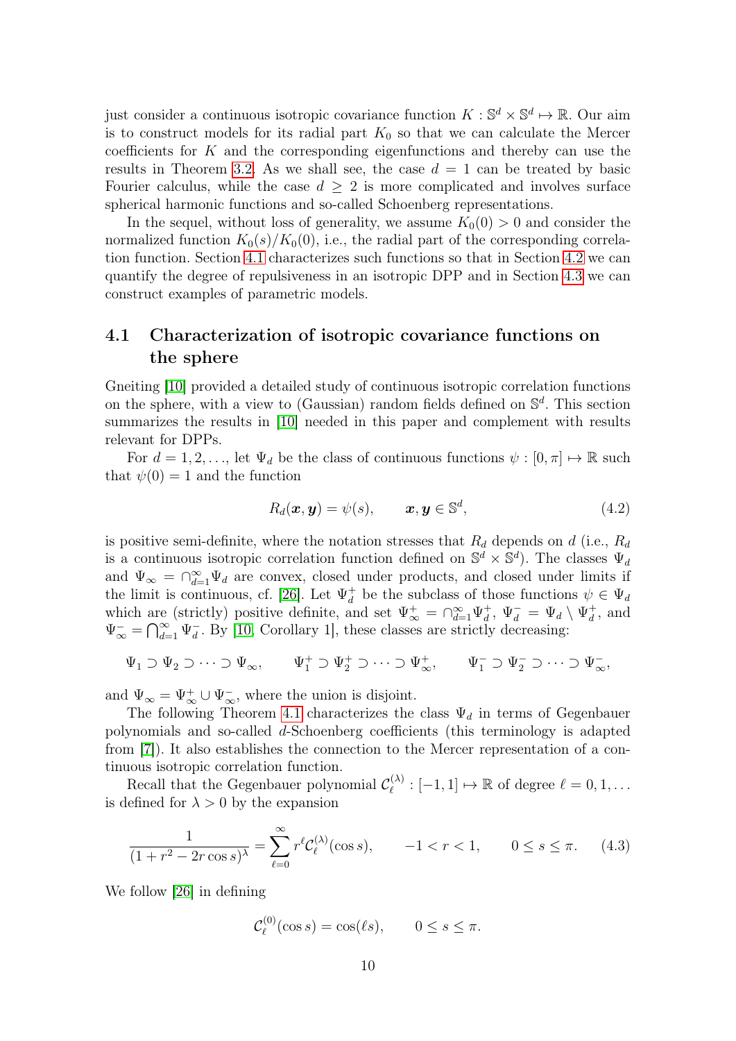just consider a continuous isotropic covariance function $K : \mathbb{S}^d \times \mathbb{S}^d \mapsto \mathbb{R}$. Our aim is to construct models for its radial part $K_0$ so that we can calculate the Mercer coefficients for $K$ and the corresponding eigenfunctions and thereby can use the results in Theorem 3.2. As we shall see, the case $d = 1$ can be treated by basic Fourier calculus, while the case $d \geq 2$ is more complicated and involves surface spherical harmonic functions and so-called Schoenberg representations.

In the sequel, without loss of generality, we assume $K_0(0) > 0$ and consider the normalized function $K_0(s)/K_0(0)$, i.e., the radial part of the corresponding correlation function. Section 4.1 characterizes such functions so that in Section 4.2 we can quantify the degree of repulsiveness in an isotropic DPP and in Section 4.3 we can construct examples of parametric models.

## 4.1 Characterization of isotropic covariance functions on the sphere

Gneiting [10] provided a detailed study of continuous isotropic correlation functions on the sphere, with a view to (Gaussian) random fields defined on $\mathbb{S}^d$. This section summarizes the results in [10] needed in this paper and complement with results relevant for DPPs.

For $d = 1, 2, \ldots$, let $\Psi_d$ be the class of continuous functions $\psi : [0, \pi] \mapsto \mathbb{R}$ such that $\psi(0) = 1$ and the function

$$R_d(\boldsymbol{x}, \boldsymbol{y}) = \psi(s), \qquad \boldsymbol{x}, \boldsymbol{y} \in \mathbb{S}^d, \tag{4.2}$$

is positive semi-definite, where the notation stresses that $R_d$ depends on $d$ (i.e., $R_d$ is a continuous isotropic correlation function defined on $\mathbb{S}^d \times \mathbb{S}^d$). The classes $\Psi_d$ and $\Psi_\infty = \cap_{d=1}^\infty \Psi_d$ are convex, closed under products, and closed under limits if the limit is continuous, cf. [26]. Let $\Psi_d^+$ be the subclass of those functions $\psi \in \Psi_d$ which are (strictly) positive definite, and set $\Psi_\infty^+ = \cap_{d=1}^\infty \Psi_d^+$, $\Psi_d^- = \Psi_d \setminus \Psi_d^+$, and $\Psi_\infty^- = \bigcap_{d=1}^\infty \Psi_d^-$. By [10, Corollary 1], these classes are strictly decreasing:

$$\Psi_1 \supset \Psi_2 \supset \cdots \supset \Psi_\infty, \qquad \Psi_1^+ \supset \Psi_2^+ \supset \cdots \supset \Psi_\infty^+, \qquad \Psi_1^- \supset \Psi_2^- \supset \cdots \supset \Psi_\infty^-,$$

and $\Psi_\infty = \Psi_\infty^+ \cup \Psi_\infty^-$, where the union is disjoint.

The following Theorem 4.1 characterizes the class $\Psi_d$ in terms of Gegenbauer polynomials and so-called $d$-Schoenberg coefficients (this terminology is adapted from [7]). It also establishes the connection to the Mercer representation of a continuous isotropic correlation function.

Recall that the Gegenbauer polynomial $\mathcal{C}_\ell^{(\lambda)} : [-1, 1] \mapsto \mathbb{R}$ of degree $\ell = 0, 1, \ldots$ is defined for $\lambda > 0$ by the expansion

$$\frac{1}{(1 + r^2 - 2r\cos s)^\lambda} = \sum_{\ell=0}^\infty r^\ell \mathcal{C}_\ell^{(\lambda)}(\cos s), \qquad -1 < r < 1, \qquad 0 \leq s \leq \pi. \tag{4.3}$$

We follow [26] in defining

$$\mathcal{C}_\ell^{(0)}(\cos s) = \cos(\ell s), \qquad 0 \leq s \leq \pi.$$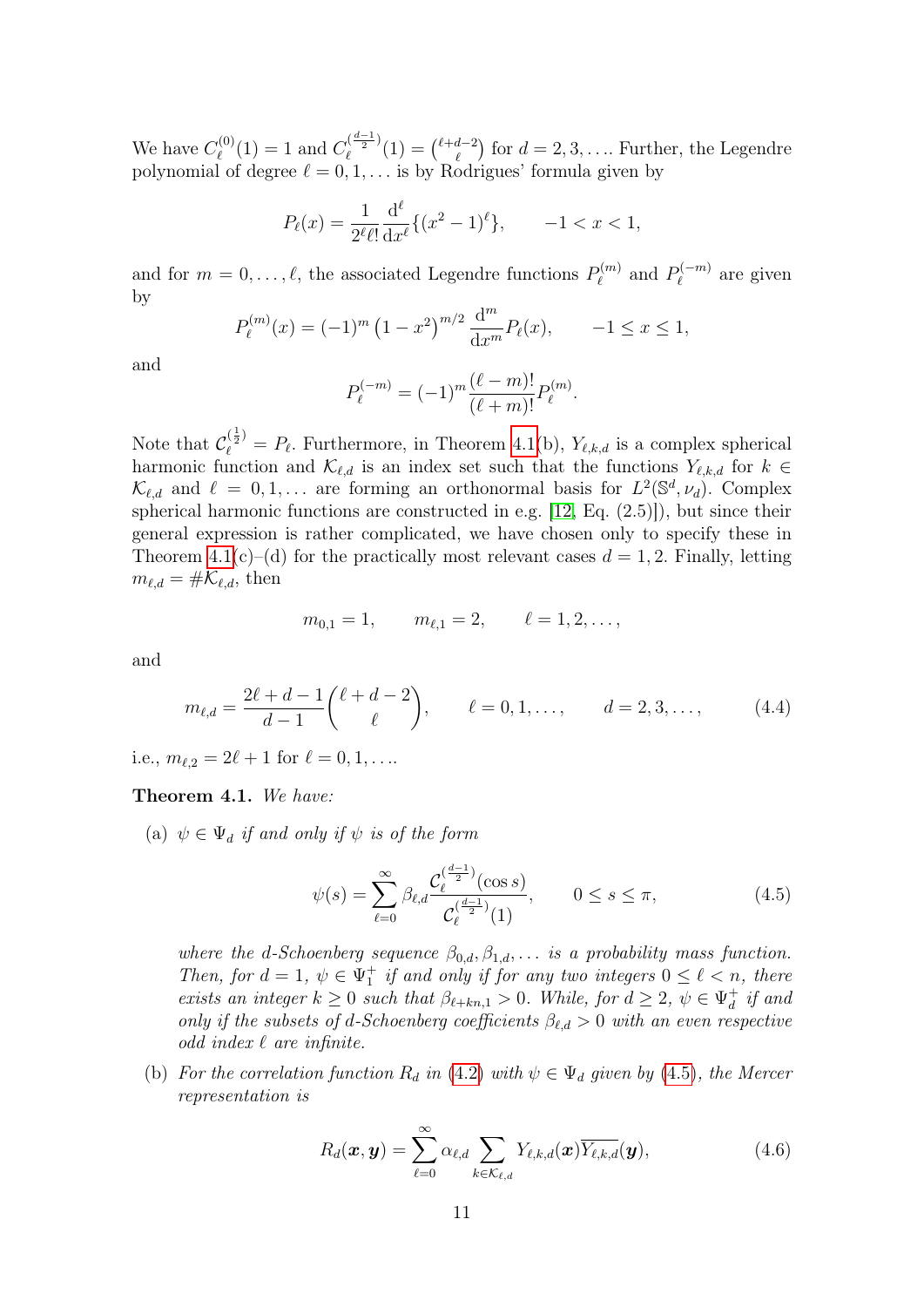We have $C_\ell^{(0)}(1) = 1$ and $C_\ell^{(\frac{d-1}{2})}(1) = \binom{\ell+d-2}{\ell}$ for $d = 2, 3, \dots$. Further, the Legendre polynomial of degree $\ell = 0, 1, \dots$ is by Rodrigues' formula given by

$$P_\ell(x) = \frac{1}{2^\ell \ell!} \frac{\mathrm{d}^\ell}{\mathrm{d}x^\ell}\{(x^2-1)^\ell\}, \qquad -1 < x < 1,$$

and for $m = 0, \dots, \ell$, the associated Legendre functions $P_\ell^{(m)}$ and $P_\ell^{(-m)}$ are given by

$$P_\ell^{(m)}(x) = (-1)^m \left(1-x^2\right)^{m/2} \frac{\mathrm{d}^m}{\mathrm{d}x^m} P_\ell(x), \qquad -1 \le x \le 1,$$

and

$$P_\ell^{(-m)} = (-1)^m \frac{(\ell-m)!}{(\ell+m)!} P_\ell^{(m)}.$$

Note that $\mathcal{C}_\ell^{(\frac{1}{2})} = P_\ell$. Furthermore, in Theorem 4.1(b), $Y_{\ell,k,d}$ is a complex spherical harmonic function and $\mathcal{K}_{\ell,d}$ is an index set such that the functions $Y_{\ell,k,d}$ for $k \in \mathcal{K}_{\ell,d}$ and $\ell = 0, 1, \dots$ are forming an orthonormal basis for $L^2(\mathbb{S}^d, \nu_d)$. Complex spherical harmonic functions are constructed in e.g. [12, Eq. (2.5)]), but since their general expression is rather complicated, we have chosen only to specify these in Theorem 4.1(c)–(d) for the practically most relevant cases $d = 1, 2$. Finally, letting $m_{\ell,d} = \#\mathcal{K}_{\ell,d}$, then

$$m_{0,1} = 1, \qquad m_{\ell,1} = 2, \qquad \ell = 1, 2, \dots,$$

and

$$m_{\ell,d} = \frac{2\ell+d-1}{d-1}\binom{\ell+d-2}{\ell}, \qquad \ell = 0, 1, \dots, \qquad d = 2, 3, \dots, \tag{4.4}$$

i.e., $m_{\ell,2} = 2\ell + 1$ for $\ell = 0, 1, \dots$.

**Theorem 4.1.** *We have:*

(a) *$\psi \in \Psi_d$ if and only if $\psi$ is of the form*

$$\psi(s) = \sum_{\ell=0}^\infty \beta_{\ell,d} \frac{\mathcal{C}_\ell^{(\frac{d-1}{2})}(\cos s)}{\mathcal{C}_\ell^{(\frac{d-1}{2})}(1)}, \qquad 0 \le s \le \pi, \tag{4.5}$$

*where the $d$-Schoenberg sequence $\beta_{0,d}, \beta_{1,d}, \dots$ is a probability mass function. Then, for $d = 1$, $\psi \in \Psi_1^+$ if and only if for any two integers $0 \le \ell < n$, there exists an integer $k \ge 0$ such that $\beta_{\ell+kn,1} > 0$. While, for $d \ge 2$, $\psi \in \Psi_d^+$ if and only if the subsets of $d$-Schoenberg coefficients $\beta_{\ell,d} > 0$ with an even respective odd index $\ell$ are infinite.*

(b) *For the correlation function $R_d$ in (4.2) with $\psi \in \Psi_d$ given by (4.5), the Mercer representation is*

$$R_d(\boldsymbol{x}, \boldsymbol{y}) = \sum_{\ell=0}^\infty \alpha_{\ell,d} \sum_{k \in \mathcal{K}_{\ell,d}} Y_{\ell,k,d}(\boldsymbol{x}) \overline{Y_{\ell,k,d}}(\boldsymbol{y}), \tag{4.6}$$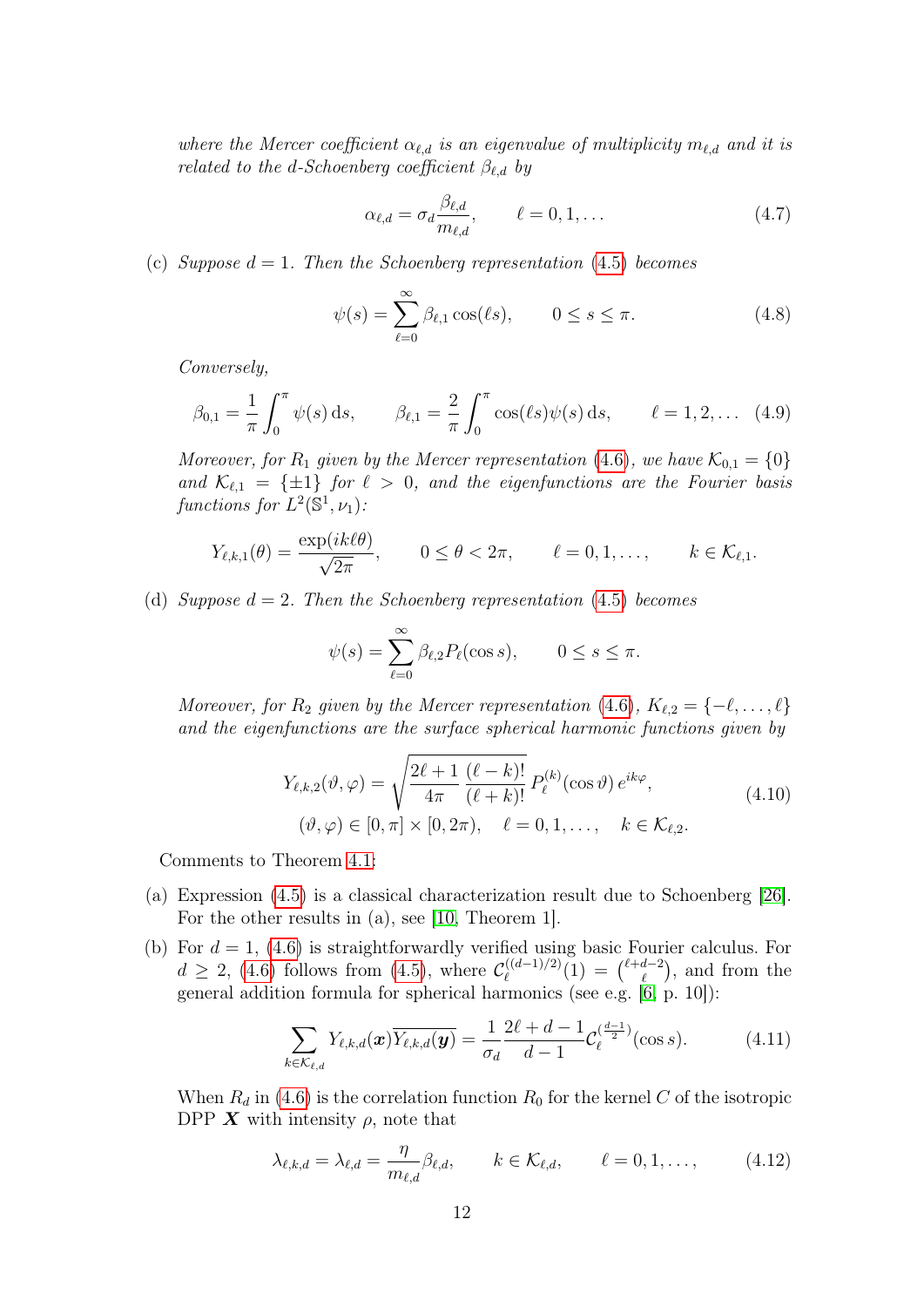*where the Mercer coefficient $\alpha_{\ell,d}$ is an eigenvalue of multiplicity $m_{\ell,d}$ and it is related to the d-Schoenberg coefficient $\beta_{\ell,d}$ by*

$$\alpha_{\ell,d} = \sigma_d \frac{\beta_{\ell,d}}{m_{\ell,d}}, \qquad \ell = 0, 1, \ldots \tag{4.7}$$

(c) *Suppose $d = 1$. Then the Schoenberg representation (4.5) becomes*

$$\psi(s) = \sum_{\ell=0}^{\infty} \beta_{\ell,1} \cos(\ell s), \qquad 0 \le s \le \pi. \tag{4.8}$$

*Conversely,*

$$\beta_{0,1} = \frac{1}{\pi}\int_0^\pi \psi(s)\,\mathrm{d}s, \qquad \beta_{\ell,1} = \frac{2}{\pi}\int_0^\pi \cos(\ell s)\psi(s)\,\mathrm{d}s, \qquad \ell = 1, 2, \ldots \tag{4.9}$$

*Moreover, for $R_1$ given by the Mercer representation (4.6), we have $\mathcal{K}_{0,1} = \{0\}$ and $\mathcal{K}_{\ell,1} = \{\pm 1\}$ for $\ell > 0$, and the eigenfunctions are the Fourier basis functions for $L^2(\mathbb{S}^1, \nu_1)$:*

$$Y_{\ell,k,1}(\theta) = \frac{\exp(ik\ell\theta)}{\sqrt{2\pi}}, \qquad 0 \le \theta < 2\pi, \qquad \ell = 0, 1, \ldots, \qquad k \in \mathcal{K}_{\ell,1}.$$

(d) *Suppose $d = 2$. Then the Schoenberg representation (4.5) becomes*

$$\psi(s) = \sum_{\ell=0}^{\infty} \beta_{\ell,2} P_\ell(\cos s), \qquad 0 \le s \le \pi.$$

*Moreover, for $R_2$ given by the Mercer representation (4.6), $K_{\ell,2} = \{-\ell, \ldots, \ell\}$ and the eigenfunctions are the surface spherical harmonic functions given by*

$$\begin{gathered} Y_{\ell,k,2}(\vartheta, \varphi) = \sqrt{\frac{2\ell+1}{4\pi}\,\frac{(\ell-k)!}{(\ell+k)!}}\, P_\ell^{(k)}(\cos\vartheta)\, e^{ik\varphi}, \\ (\vartheta, \varphi) \in [0,\pi] \times [0, 2\pi), \quad \ell = 0, 1, \ldots, \quad k \in \mathcal{K}_{\ell,2}. \end{gathered} \tag{4.10}$$

Comments to Theorem 4.1:

(a) Expression (4.5) is a classical characterization result due to Schoenberg [26]. For the other results in (a), see [10, Theorem 1].

(b) For $d = 1$, (4.6) is straightforwardly verified using basic Fourier calculus. For $d \ge 2$, (4.6) follows from (4.5), where $\mathcal{C}_\ell^{((d-1)/2)}(1) = \binom{\ell+d-2}{\ell}$, and from the general addition formula for spherical harmonics (see e.g. [6, p. 10]):

$$\sum_{k \in \mathcal{K}_{\ell,d}} Y_{\ell,k,d}(\boldsymbol{x})\overline{Y_{\ell,k,d}(\boldsymbol{y})} = \frac{1}{\sigma_d}\frac{2\ell+d-1}{d-1}\mathcal{C}_\ell^{(\frac{d-1}{2})}(\cos s). \tag{4.11}$$

When $R_d$ in (4.6) is the correlation function $R_0$ for the kernel $C$ of the isotropic DPP $\boldsymbol{X}$ with intensity $\rho$, note that

$$\lambda_{\ell,k,d} = \lambda_{\ell,d} = \frac{\eta}{m_{\ell,d}}\beta_{\ell,d}, \qquad k \in \mathcal{K}_{\ell,d}, \qquad \ell = 0, 1, \ldots, \tag{4.12}$$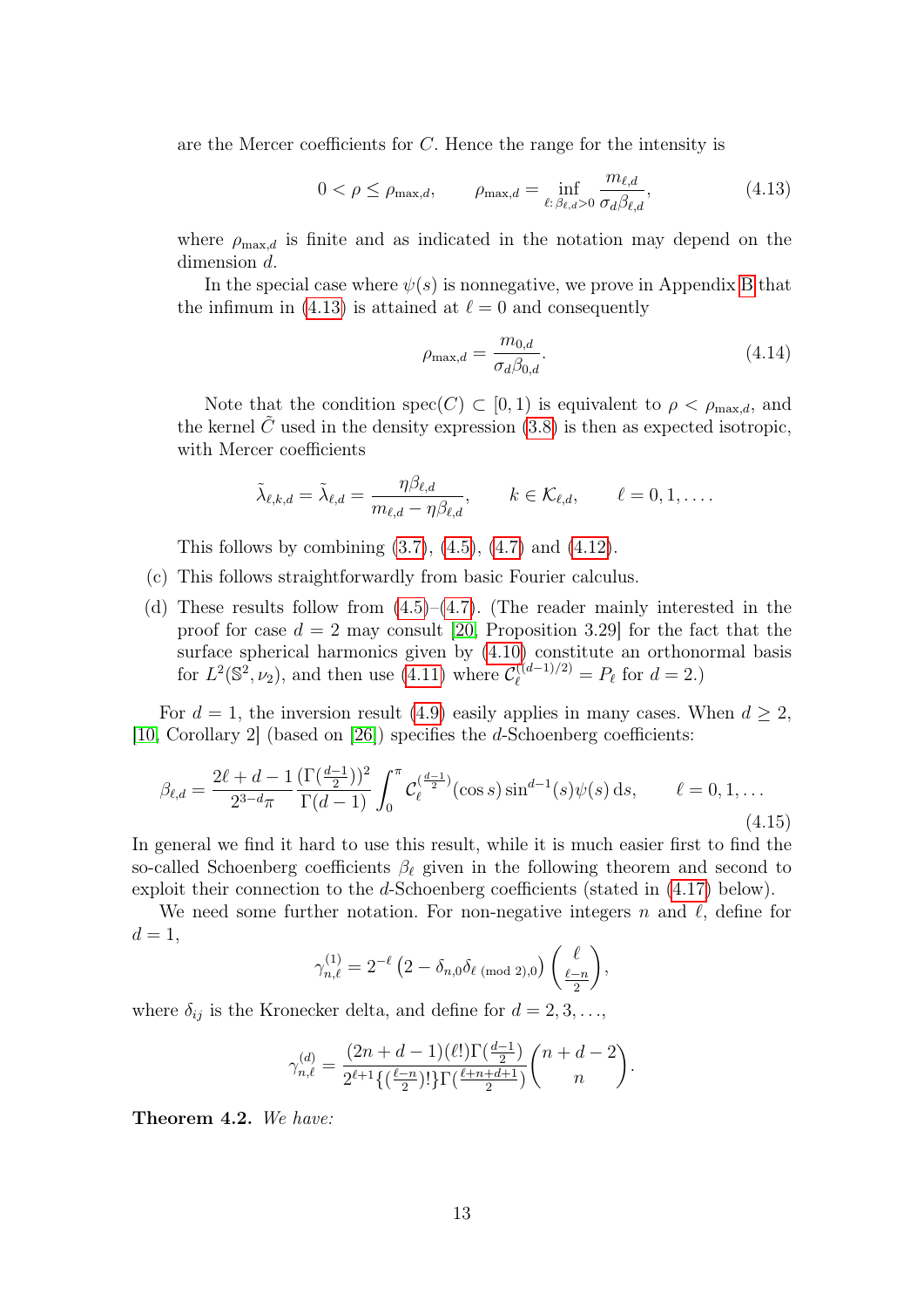are the Mercer coefficients for $C$. Hence the range for the intensity is

$$0 < \rho \leq \rho_{\max,d}, \qquad \rho_{\max,d} = \inf_{\ell:\,\beta_{\ell,d}>0} \frac{m_{\ell,d}}{\sigma_d \beta_{\ell,d}}, \tag{4.13}$$

where $\rho_{\max,d}$ is finite and as indicated in the notation may depend on the dimension $d$.

In the special case where $\psi(s)$ is nonnegative, we prove in Appendix B that the infimum in (4.13) is attained at $\ell = 0$ and consequently

$$\rho_{\max,d} = \frac{m_{0,d}}{\sigma_d \beta_{0,d}}. \tag{4.14}$$

Note that the condition $\mathrm{spec}(C) \subset [0, 1)$ is equivalent to $\rho < \rho_{\max,d}$, and the kernel $\tilde{C}$ used in the density expression (3.8) is then as expected isotropic, with Mercer coefficients

$$\tilde{\lambda}_{\ell,k,d} = \tilde{\lambda}_{\ell,d} = \frac{\eta \beta_{\ell,d}}{m_{\ell,d} - \eta \beta_{\ell,d}}, \qquad k \in \mathcal{K}_{\ell,d}, \qquad \ell = 0, 1, \ldots.$$

This follows by combining (3.7), (4.5), (4.7) and (4.12).

(c) This follows straightforwardly from basic Fourier calculus.

(d) These results follow from (4.5)–(4.7). (The reader mainly interested in the proof for case $d = 2$ may consult [20, Proposition 3.29] for the fact that the surface spherical harmonics given by (4.10) constitute an orthonormal basis for $L^2(\mathbb{S}^2, \nu_2)$, and then use (4.11) where $\mathcal{C}_\ell^{((d-1)/2)} = P_\ell$ for $d = 2$.)

For $d = 1$, the inversion result (4.9) easily applies in many cases. When $d \geq 2$, [10, Corollary 2] (based on [26]) specifies the $d$-Schoenberg coefficients:

$$\beta_{\ell,d} = \frac{2\ell + d - 1}{2^{3-d}\pi} \frac{(\Gamma(\frac{d-1}{2}))^2}{\Gamma(d-1)} \int_0^\pi \mathcal{C}_\ell^{(\frac{d-1}{2})}(\cos s) \sin^{d-1}(s) \psi(s)\, \mathrm{d}s, \qquad \ell = 0, 1, \ldots \tag{4.15}$$

In general we find it hard to use this result, while it is much easier first to find the so-called Schoenberg coefficients $\beta_\ell$ given in the following theorem and second to exploit their connection to the $d$-Schoenberg coefficients (stated in (4.17) below).

We need some further notation. For non-negative integers $n$ and $\ell$, define for $d = 1$,

$$\gamma_{n,\ell}^{(1)} = 2^{-\ell} \left(2 - \delta_{n,0} \delta_{\ell \,(\mathrm{mod}\, 2),0}\right) \binom{\ell}{\frac{\ell-n}{2}},$$

where $\delta_{ij}$ is the Kronecker delta, and define for $d = 2, 3, \ldots$,

$$\gamma_{n,\ell}^{(d)} = \frac{(2n + d - 1)(\ell!)\Gamma(\frac{d-1}{2})}{2^{\ell+1}\{(\frac{\ell-n}{2})!\}\Gamma(\frac{\ell+n+d+1}{2})} \binom{n + d - 2}{n}.$$

**Theorem 4.2.** *We have:*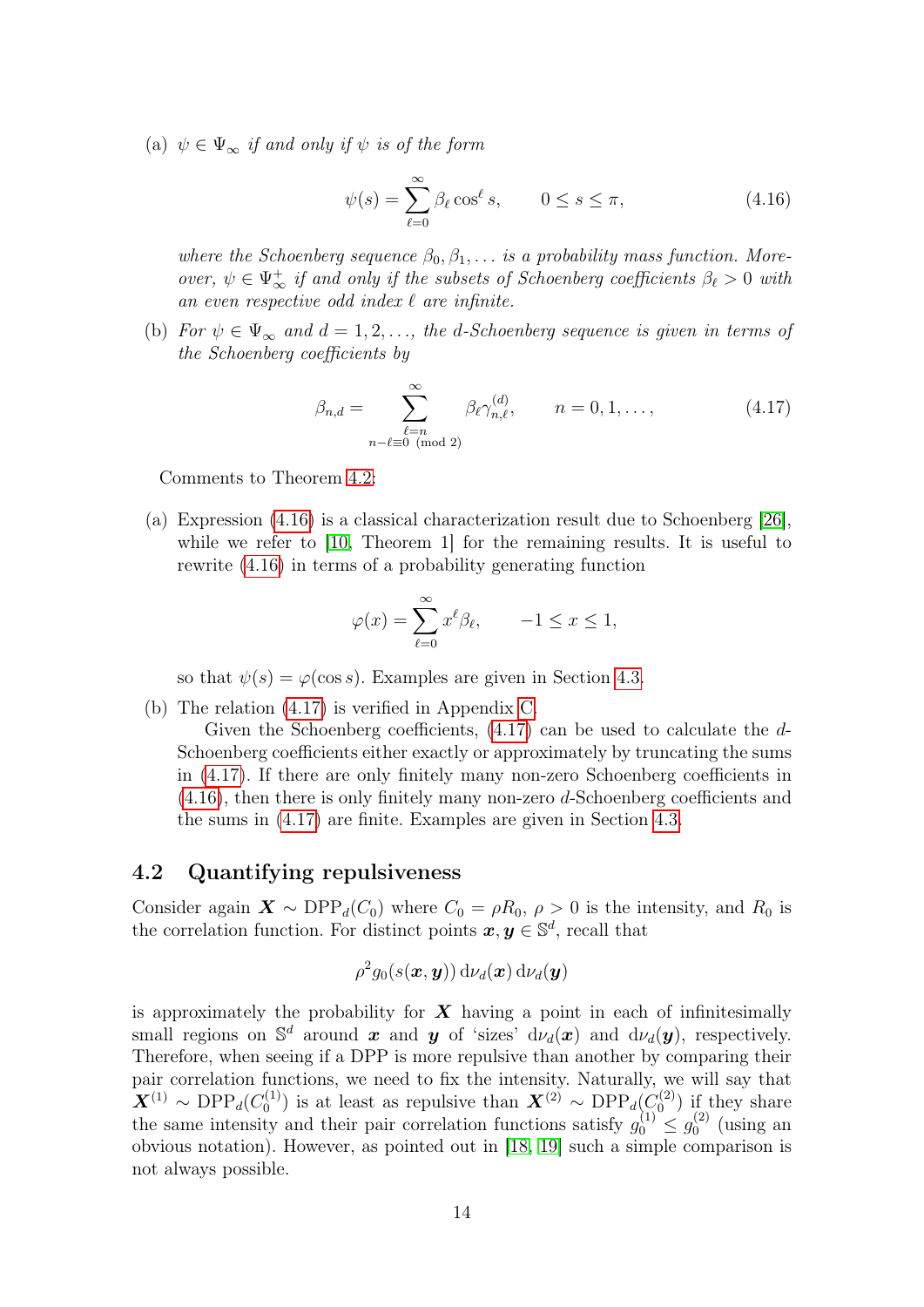(a) *$\psi \in \Psi_\infty$ if and only if $\psi$ is of the form*

$$\psi(s) = \sum_{\ell=0}^{\infty} \beta_\ell \cos^\ell s, \qquad 0 \le s \le \pi, \tag{4.16}$$

*where the Schoenberg sequence $\beta_0, \beta_1, \dots$ is a probability mass function. Moreover, $\psi \in \Psi_\infty^+$ if and only if the subsets of Schoenberg coefficients $\beta_\ell > 0$ with an even respective odd index $\ell$ are infinite.*

(b) *For $\psi \in \Psi_\infty$ and $d = 1, 2, \dots$, the $d$-Schoenberg sequence is given in terms of the Schoenberg coefficients by*

$$\beta_{n,d} = \sum_{\substack{\ell=n \\ n-\ell \equiv 0 \pmod 2}}^{\infty} \beta_\ell \gamma_{n,\ell}^{(d)}, \qquad n = 0, 1, \dots, \tag{4.17}$$

Comments to Theorem 4.2:

(a) Expression (4.16) is a classical characterization result due to Schoenberg [26], while we refer to [10, Theorem 1] for the remaining results. It is useful to rewrite (4.16) in terms of a probability generating function

$$\varphi(x) = \sum_{\ell=0}^{\infty} x^\ell \beta_\ell, \qquad -1 \le x \le 1,$$

so that $\psi(s) = \varphi(\cos s)$. Examples are given in Section 4.3.

(b) The relation (4.17) is verified in Appendix C.

Given the Schoenberg coefficients, (4.17) can be used to calculate the $d$-Schoenberg coefficients either exactly or approximately by truncating the sums in (4.17). If there are only finitely many non-zero Schoenberg coefficients in (4.16), then there is only finitely many non-zero $d$-Schoenberg coefficients and the sums in (4.17) are finite. Examples are given in Section 4.3.

## 4.2 Quantifying repulsiveness

Consider again $\boldsymbol{X} \sim \mathrm{DPP}_d(C_0)$ where $C_0 = \rho R_0$, $\rho > 0$ is the intensity, and $R_0$ is the correlation function. For distinct points $\boldsymbol{x}, \boldsymbol{y} \in \mathbb{S}^d$, recall that

$$\rho^2 g_0(s(\boldsymbol{x}, \boldsymbol{y}))\, \mathrm{d}\nu_d(\boldsymbol{x})\, \mathrm{d}\nu_d(\boldsymbol{y})$$

is approximately the probability for $\boldsymbol{X}$ having a point in each of infinitesimally small regions on $\mathbb{S}^d$ around $\boldsymbol{x}$ and $\boldsymbol{y}$ of 'sizes' $\mathrm{d}\nu_d(\boldsymbol{x})$ and $\mathrm{d}\nu_d(\boldsymbol{y})$, respectively. Therefore, when seeing if a DPP is more repulsive than another by comparing their pair correlation functions, we need to fix the intensity. Naturally, we will say that $\boldsymbol{X}^{(1)} \sim \mathrm{DPP}_d(C_0^{(1)})$ is at least as repulsive than $\boldsymbol{X}^{(2)} \sim \mathrm{DPP}_d(C_0^{(2)})$ if they share the same intensity and their pair correlation functions satisfy $g_0^{(1)} \le g_0^{(2)}$ (using an obvious notation). However, as pointed out in [18, 19] such a simple comparison is not always possible.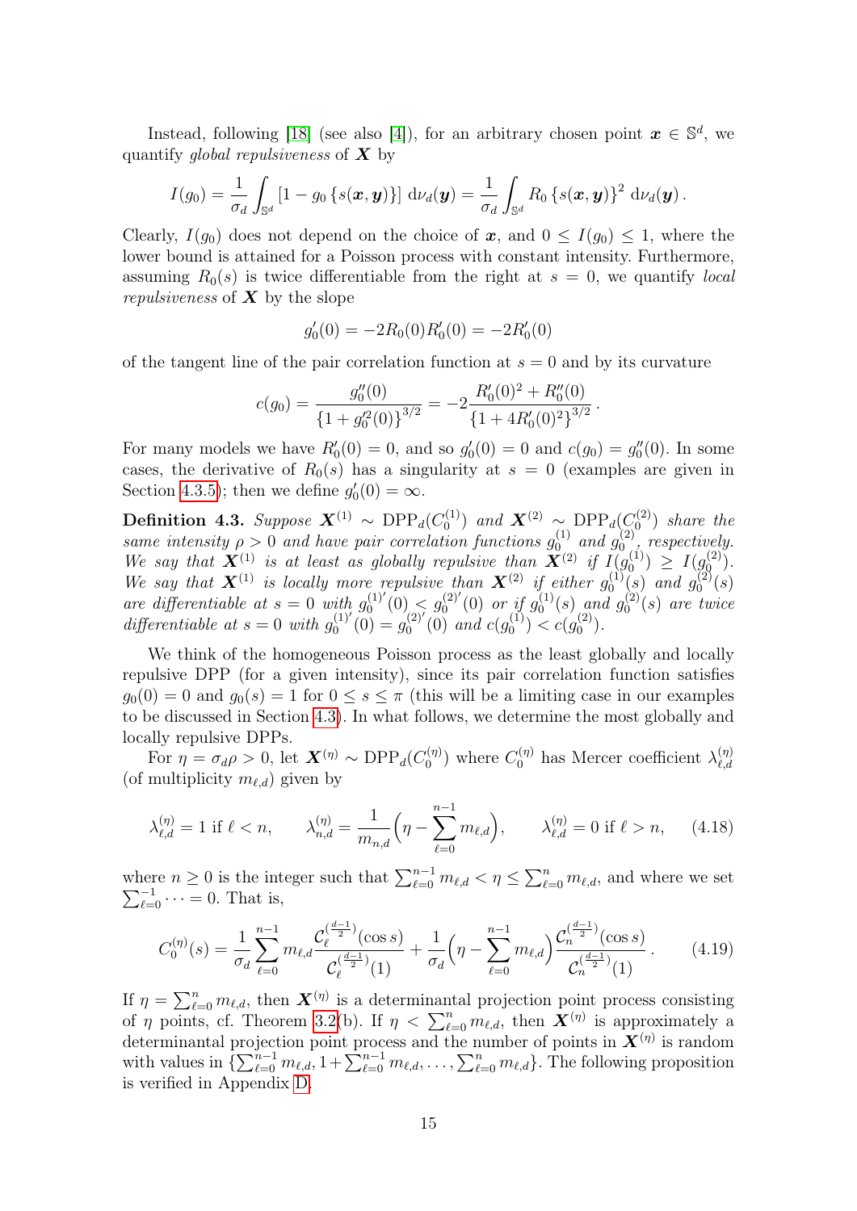Instead, following [18] (see also [4]), for an arbitrary chosen point $\boldsymbol{x} \in \mathbb{S}^d$, we quantify *global repulsiveness* of $\boldsymbol{X}$ by

$$I(g_0) = \frac{1}{\sigma_d} \int_{\mathbb{S}^d} \left[1 - g_0\left\{s(\boldsymbol{x}, \boldsymbol{y})\right\}\right] \mathrm{d}\nu_d(\boldsymbol{y}) = \frac{1}{\sigma_d} \int_{\mathbb{S}^d} R_0\left\{s(\boldsymbol{x}, \boldsymbol{y})\right\}^2 \mathrm{d}\nu_d(\boldsymbol{y}).$$

Clearly, $I(g_0)$ does not depend on the choice of $\boldsymbol{x}$, and $0 \leq I(g_0) \leq 1$, where the lower bound is attained for a Poisson process with constant intensity. Furthermore, assuming $R_0(s)$ is twice differentiable from the right at $s = 0$, we quantify *local repulsiveness* of $\boldsymbol{X}$ by the slope

$$g_0'(0) = -2R_0(0)R_0'(0) = -2R_0'(0)$$

of the tangent line of the pair correlation function at $s = 0$ and by its curvature

$$c(g_0) = \frac{g_0''(0)}{\left\{1 + g_0'^2(0)\right\}^{3/2}} = -2\frac{R_0'(0)^2 + R_0''(0)}{\left\{1 + 4R_0'(0)^2\right\}^{3/2}}.$$

For many models we have $R_0'(0) = 0$, and so $g_0'(0) = 0$ and $c(g_0) = g_0''(0)$. In some cases, the derivative of $R_0(s)$ has a singularity at $s = 0$ (examples are given in Section 4.3.5); then we define $g_0'(0) = \infty$.

**Definition 4.3.** *Suppose $\boldsymbol{X}^{(1)} \sim \mathrm{DPP}_d(C_0^{(1)})$ and $\boldsymbol{X}^{(2)} \sim \mathrm{DPP}_d(C_0^{(2)})$ share the same intensity $\rho > 0$ and have pair correlation functions $g_0^{(1)}$ and $g_0^{(2)}$, respectively. We say that $\boldsymbol{X}^{(1)}$ is at least as globally repulsive than $\boldsymbol{X}^{(2)}$ if $I(g_0^{(1)}) \geq I(g_0^{(2)})$. We say that $\boldsymbol{X}^{(1)}$ is locally more repulsive than $\boldsymbol{X}^{(2)}$ if either $g_0^{(1)}(s)$ and $g_0^{(2)}(s)$ are differentiable at $s = 0$ with $g_0^{(1)'}(0) < g_0^{(2)'}(0)$ or if $g_0^{(1)}(s)$ and $g_0^{(2)}(s)$ are twice differentiable at $s = 0$ with $g_0^{(1)'}(0) = g_0^{(2)'}(0)$ and $c(g_0^{(1)}) < c(g_0^{(2)})$.*

We think of the homogeneous Poisson process as the least globally and locally repulsive DPP (for a given intensity), since its pair correlation function satisfies $g_0(0) = 0$ and $g_0(s) = 1$ for $0 \leq s \leq \pi$ (this will be a limiting case in our examples to be discussed in Section 4.3). In what follows, we determine the most globally and locally repulsive DPPs.

For $\eta = \sigma_d\rho > 0$, let $\boldsymbol{X}^{(\eta)} \sim \mathrm{DPP}_d(C_0^{(\eta)})$ where $C_0^{(\eta)}$ has Mercer coefficient $\lambda_{\ell,d}^{(\eta)}$ (of multiplicity $m_{\ell,d}$) given by

$$\lambda_{\ell,d}^{(\eta)} = 1 \text{ if } \ell < n, \qquad \lambda_{n,d}^{(\eta)} = \frac{1}{m_{n,d}}\Big(\eta - \sum_{\ell=0}^{n-1} m_{\ell,d}\Big), \qquad \lambda_{\ell,d}^{(\eta)} = 0 \text{ if } \ell > n, \tag{4.18}$$

where $n \geq 0$ is the integer such that $\sum_{\ell=0}^{n-1} m_{\ell,d} < \eta \leq \sum_{\ell=0}^{n} m_{\ell,d}$, and where we set $\sum_{\ell=0}^{-1} \cdots = 0$. That is,

$$C_0^{(\eta)}(s) = \frac{1}{\sigma_d}\sum_{\ell=0}^{n-1} m_{\ell,d}\frac{\mathcal{C}_\ell^{(\frac{d-1}{2})}(\cos s)}{\mathcal{C}_\ell^{(\frac{d-1}{2})}(1)} + \frac{1}{\sigma_d}\Big(\eta - \sum_{\ell=0}^{n-1} m_{\ell,d}\Big)\frac{\mathcal{C}_n^{(\frac{d-1}{2})}(\cos s)}{\mathcal{C}_n^{(\frac{d-1}{2})}(1)}. \tag{4.19}$$

If $\eta = \sum_{\ell=0}^{n} m_{\ell,d}$, then $\boldsymbol{X}^{(\eta)}$ is a determinantal projection point process consisting of $\eta$ points, cf. Theorem 3.2(b). If $\eta < \sum_{\ell=0}^{n} m_{\ell,d}$, then $\boldsymbol{X}^{(\eta)}$ is approximately a determinantal projection point process and the number of points in $\boldsymbol{X}^{(\eta)}$ is random with values in $\{\sum_{\ell=0}^{n-1} m_{\ell,d}, 1+\sum_{\ell=0}^{n-1} m_{\ell,d}, \ldots, \sum_{\ell=0}^{n} m_{\ell,d}\}$. The following proposition is verified in Appendix D.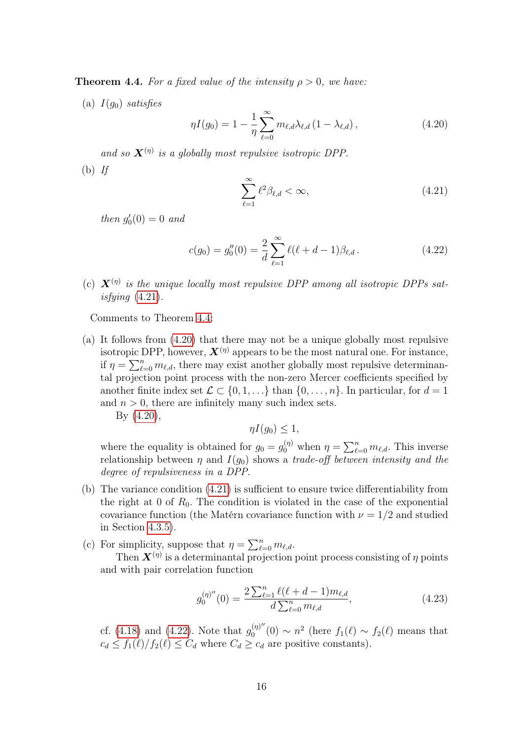**Theorem 4.4.** *For a fixed value of the intensity $\rho > 0$, we have:*

(a) $I(g_0)$ *satisfies*

$$\eta I(g_0) = 1 - \frac{1}{\eta} \sum_{\ell=0}^{\infty} m_{\ell,d} \lambda_{\ell,d} \left(1 - \lambda_{\ell,d}\right), \tag{4.20}$$

*and so $\boldsymbol{X}^{(\eta)}$ is a globally most repulsive isotropic DPP.*

(b) *If*

$$\sum_{\ell=1}^{\infty} \ell^2 \beta_{\ell,d} < \infty, \tag{4.21}$$

*then $g_0'(0) = 0$ and*

$$c(g_0) = g_0''(0) = \frac{2}{d} \sum_{\ell=1}^{\infty} \ell(\ell + d - 1)\beta_{\ell,d}\,. \tag{4.22}$$

(c) *$\boldsymbol{X}^{(\eta)}$ is the unique locally most repulsive DPP among all isotropic DPPs satisfying (4.21).*

Comments to Theorem 4.4:

(a) It follows from (4.20) that there may not be a unique globally most repulsive isotropic DPP, however, $\boldsymbol{X}^{(\eta)}$ appears to be the most natural one. For instance, if $\eta = \sum_{\ell=0}^{n} m_{\ell,d}$, there may exist another globally most repulsive determinantal projection point process with the non-zero Mercer coefficients specified by another finite index set $\mathcal{L} \subset \{0, 1, \dots\}$ than $\{0, \dots, n\}$. In particular, for $d = 1$ and $n > 0$, there are infinitely many such index sets.

   By (4.20),

$$\eta I(g_0) \leq 1,$$

   where the equality is obtained for $g_0 = g_0^{(\eta)}$ when $\eta = \sum_{\ell=0}^{n} m_{\ell,d}$. This inverse relationship between $\eta$ and $I(g_0)$ shows a *trade-off between intensity and the degree of repulsiveness in a DPP.*

(b) The variance condition (4.21) is sufficient to ensure twice differentiability from the right at 0 of $R_0$. The condition is violated in the case of the exponential covariance function (the Matérn covariance function with $\nu = 1/2$ and studied in Section 4.3.5).

(c) For simplicity, suppose that $\eta = \sum_{\ell=0}^{n} m_{\ell,d}$.

   Then $\boldsymbol{X}^{(\eta)}$ is a determinantal projection point process consisting of $\eta$ points and with pair correlation function

$$g_0^{(\eta)''}(0) = \frac{2 \sum_{\ell=1}^{n} \ell(\ell + d - 1) m_{\ell,d}}{d \sum_{\ell=0}^{n} m_{\ell,d}}, \tag{4.23}$$

   cf. (4.18) and (4.22). Note that $g_0^{(\eta)''}(0) \sim n^2$ (here $f_1(\ell) \sim f_2(\ell)$ means that $c_d \leq f_1(\ell)/f_2(\ell) \leq C_d$ where $C_d \geq c_d$ are positive constants).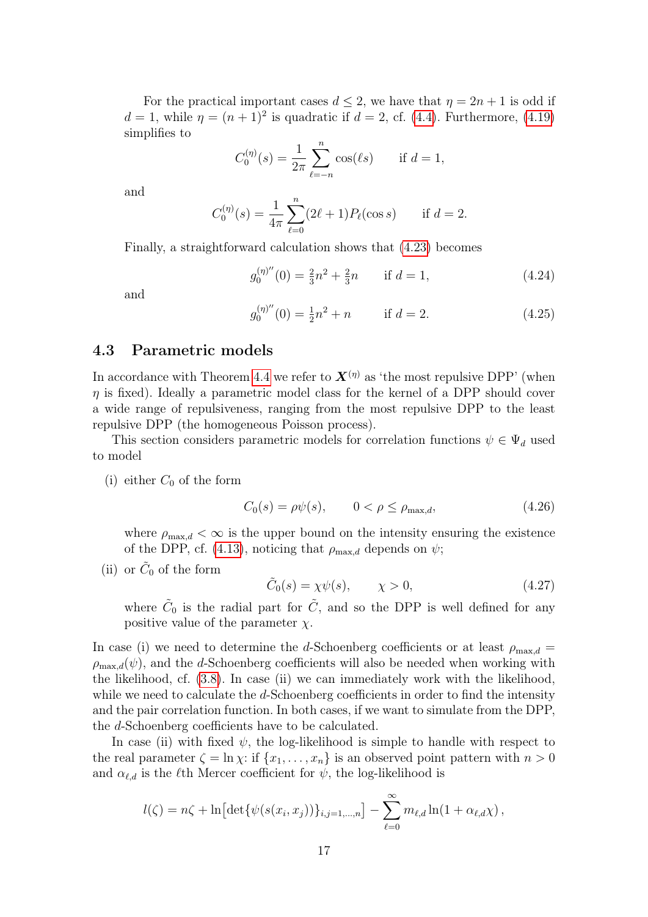For the practical important cases $d \le 2$, we have that $\eta = 2n+1$ is odd if $d = 1$, while $\eta = (n+1)^2$ is quadratic if $d = 2$, cf. (4.4). Furthermore, (4.19) simplifies to

$$C_0^{(\eta)}(s) = \frac{1}{2\pi} \sum_{\ell=-n}^{n} \cos(\ell s) \qquad \text{if } d = 1,$$

and

$$C_0^{(\eta)}(s) = \frac{1}{4\pi} \sum_{\ell=0}^{n} (2\ell+1) P_\ell(\cos s) \qquad \text{if } d = 2.$$

Finally, a straightforward calculation shows that (4.23) becomes

$$g_0^{(\eta)''}(0) = \tfrac{2}{3}n^2 + \tfrac{2}{3}n \qquad \text{if } d = 1, \tag{4.24}$$

and

$$g_0^{(\eta)''}(0) = \tfrac{1}{2}n^2 + n \qquad \text{if } d = 2. \tag{4.25}$$

## 4.3 Parametric models

In accordance with Theorem 4.4 we refer to $\boldsymbol{X}^{(\eta)}$ as 'the most repulsive DPP' (when $\eta$ is fixed). Ideally a parametric model class for the kernel of a DPP should cover a wide range of repulsiveness, ranging from the most repulsive DPP to the least repulsive DPP (the homogeneous Poisson process).

This section considers parametric models for correlation functions $\psi \in \Psi_d$ used to model

(i) either $C_0$ of the form

$$C_0(s) = \rho\psi(s), \qquad 0 < \rho \le \rho_{\max,d}, \tag{4.26}$$

where $\rho_{\max,d} < \infty$ is the upper bound on the intensity ensuring the existence of the DPP, cf. (4.13), noticing that $\rho_{\max,d}$ depends on $\psi$;

(ii) or $\tilde{C}_0$ of the form

$$\tilde{C}_0(s) = \chi\psi(s), \qquad \chi > 0, \tag{4.27}$$

where $\tilde{C}_0$ is the radial part for $\tilde{C}$, and so the DPP is well defined for any positive value of the parameter $\chi$.

In case (i) we need to determine the $d$-Schoenberg coefficients or at least $\rho_{\max,d} = \rho_{\max,d}(\psi)$, and the $d$-Schoenberg coefficients will also be needed when working with the likelihood, cf. (3.8). In case (ii) we can immediately work with the likelihood, while we need to calculate the $d$-Schoenberg coefficients in order to find the intensity and the pair correlation function. In both cases, if we want to simulate from the DPP, the $d$-Schoenberg coefficients have to be calculated.

In case (ii) with fixed $\psi$, the log-likelihood is simple to handle with respect to the real parameter $\zeta = \ln \chi$: if $\{x_1, \ldots, x_n\}$ is an observed point pattern with $n > 0$ and $\alpha_{\ell,d}$ is the $\ell$th Mercer coefficient for $\psi$, the log-likelihood is

$$l(\zeta) = n\zeta + \ln\left[\det\{\psi(s(x_i,x_j))\}_{i,j=1,\ldots,n}\right] - \sum_{\ell=0}^{\infty} m_{\ell,d} \ln(1 + \alpha_{\ell,d}\chi)\,,$$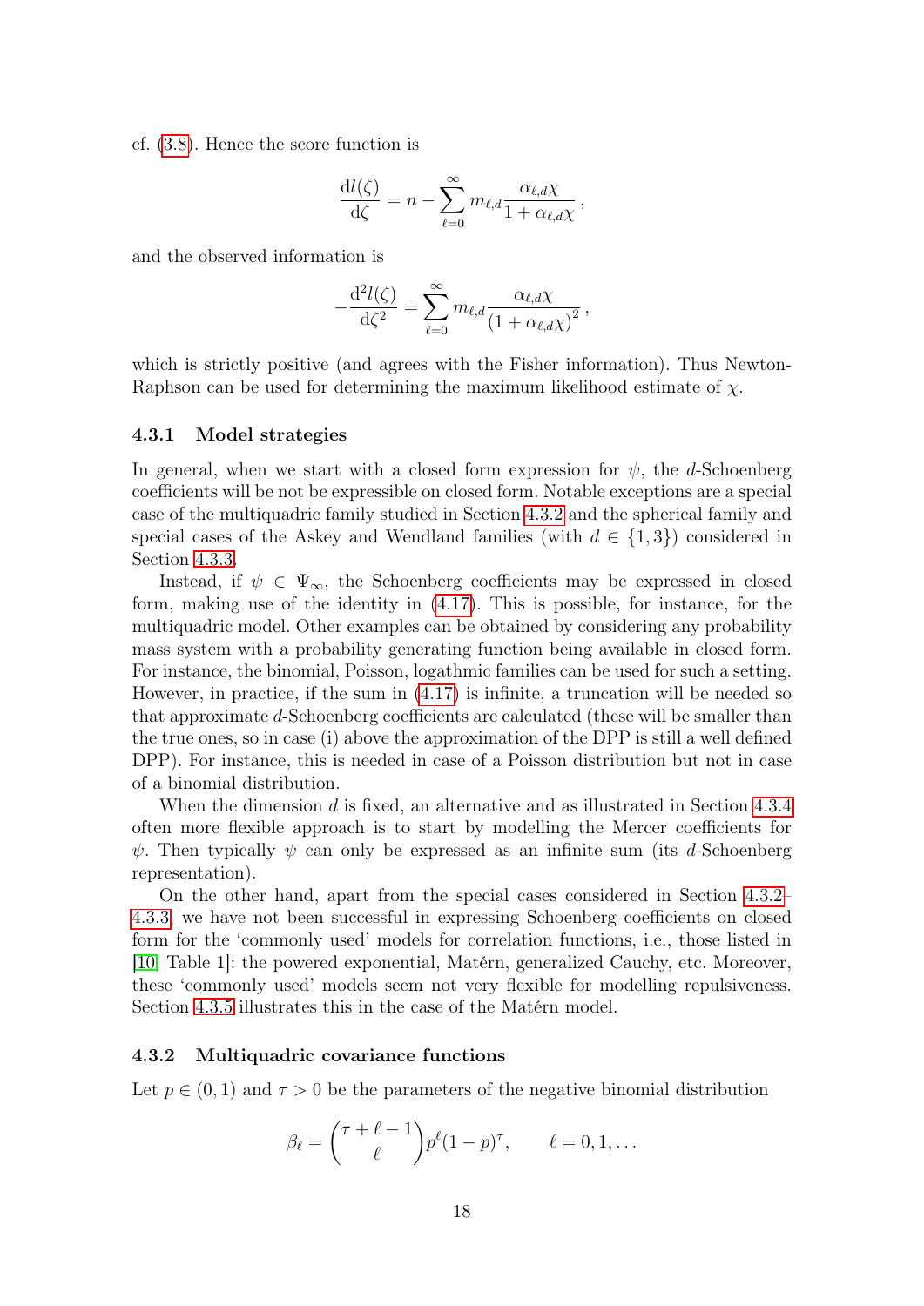cf. (3.8). Hence the score function is

$$\frac{\mathrm{d}l(\zeta)}{\mathrm{d}\zeta} = n - \sum_{\ell=0}^{\infty} m_{\ell,d} \frac{\alpha_{\ell,d}\chi}{1+\alpha_{\ell,d}\chi},$$

and the observed information is

$$-\frac{\mathrm{d}^2 l(\zeta)}{\mathrm{d}\zeta^2} = \sum_{\ell=0}^{\infty} m_{\ell,d} \frac{\alpha_{\ell,d}\chi}{(1+\alpha_{\ell,d}\chi)^2},$$

which is strictly positive (and agrees with the Fisher information). Thus Newton-Raphson can be used for determining the maximum likelihood estimate of $\chi$.

### 4.3.1 Model strategies

In general, when we start with a closed form expression for $\psi$, the $d$-Schoenberg coefficients will be not be expressible on closed form. Notable exceptions are a special case of the multiquadric family studied in Section 4.3.2 and the spherical family and special cases of the Askey and Wendland families (with $d \in \{1, 3\}$) considered in Section 4.3.3.

Instead, if $\psi \in \Psi_\infty$, the Schoenberg coefficients may be expressed in closed form, making use of the identity in (4.17). This is possible, for instance, for the multiquadric model. Other examples can be obtained by considering any probability mass system with a probability generating function being available in closed form. For instance, the binomial, Poisson, logathmic families can be used for such a setting. However, in practice, if the sum in (4.17) is infinite, a truncation will be needed so that approximate $d$-Schoenberg coefficients are calculated (these will be smaller than the true ones, so in case (i) above the approximation of the DPP is still a well defined DPP). For instance, this is needed in case of a Poisson distribution but not in case of a binomial distribution.

When the dimension $d$ is fixed, an alternative and as illustrated in Section 4.3.4 often more flexible approach is to start by modelling the Mercer coefficients for $\psi$. Then typically $\psi$ can only be expressed as an infinite sum (its $d$-Schoenberg representation).

On the other hand, apart from the special cases considered in Section 4.3.2–4.3.3, we have not been successful in expressing Schoenberg coefficients on closed form for the 'commonly used' models for correlation functions, i.e., those listed in [10, Table 1]: the powered exponential, Matérn, generalized Cauchy, etc. Moreover, these 'commonly used' models seem not very flexible for modelling repulsiveness. Section 4.3.5 illustrates this in the case of the Matérn model.

### 4.3.2 Multiquadric covariance functions

Let $p \in (0, 1)$ and $\tau > 0$ be the parameters of the negative binomial distribution

$$\beta_\ell = \binom{\tau + \ell - 1}{\ell} p^\ell (1-p)^\tau, \qquad \ell = 0, 1, \ldots$$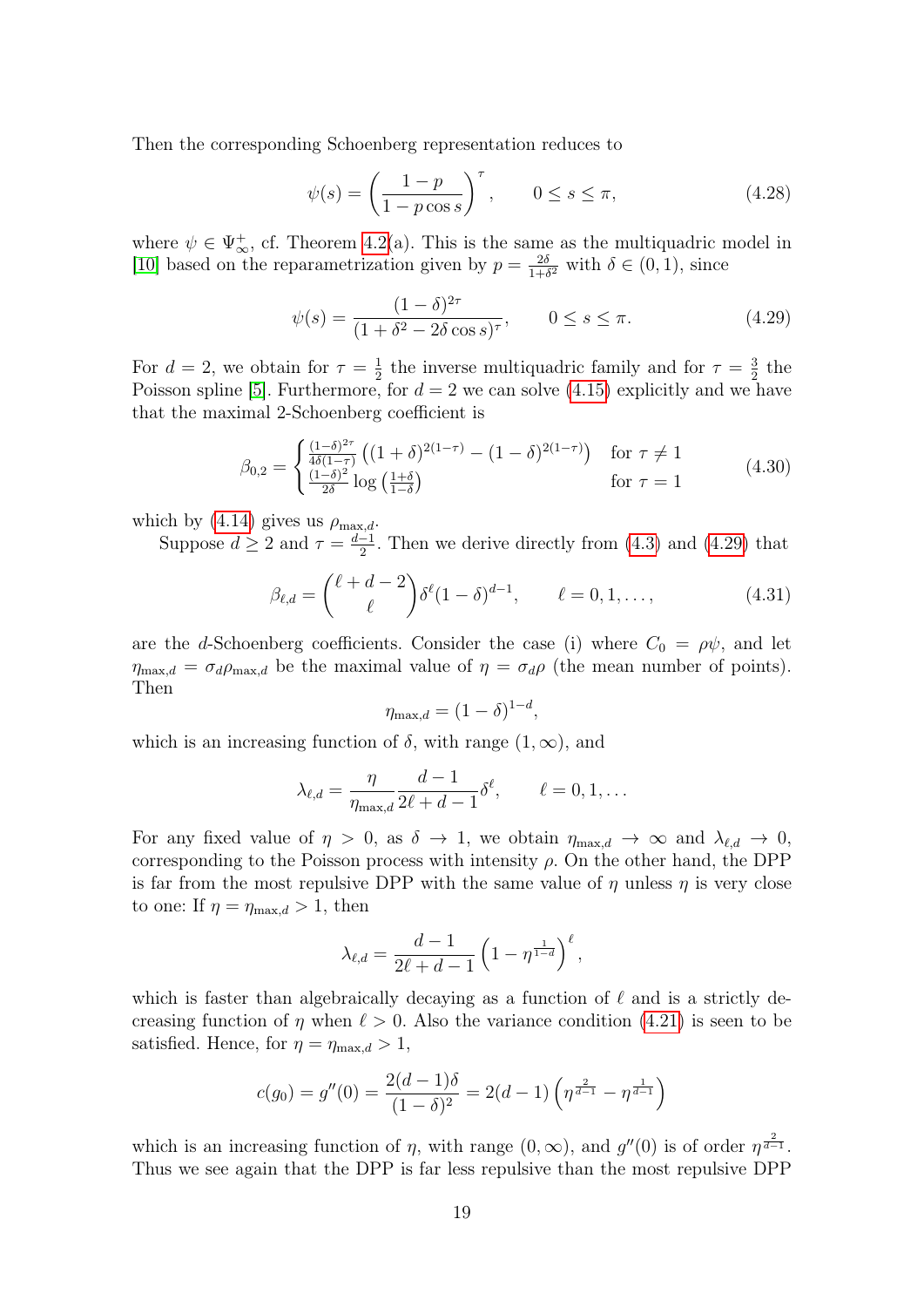Then the corresponding Schoenberg representation reduces to

$$\psi(s) = \left(\frac{1-p}{1-p\cos s}\right)^{\tau}, \qquad 0 \le s \le \pi, \tag{4.28}$$

where $\psi \in \Psi_{\infty}^{+}$, cf. Theorem 4.2(a). This is the same as the multiquadric model in [10] based on the reparametrization given by $p = \frac{2\delta}{1+\delta^2}$ with $\delta \in (0,1)$, since

$$\psi(s) = \frac{(1-\delta)^{2\tau}}{(1+\delta^2 - 2\delta\cos s)^{\tau}}, \qquad 0 \le s \le \pi. \tag{4.29}$$

For $d = 2$, we obtain for $\tau = \frac{1}{2}$ the inverse multiquadric family and for $\tau = \frac{3}{2}$ the Poisson spline [5]. Furthermore, for $d = 2$ we can solve (4.15) explicitly and we have that the maximal 2-Schoenberg coefficient is

$$\beta_{0,2} = \begin{cases} \frac{(1-\delta)^{2\tau}}{4\delta(1-\tau)}\left((1+\delta)^{2(1-\tau)} - (1-\delta)^{2(1-\tau)}\right) & \text{for } \tau \neq 1 \\ \frac{(1-\delta)^2}{2\delta}\log\left(\frac{1+\delta}{1-\delta}\right) & \text{for } \tau = 1 \end{cases} \tag{4.30}$$

which by (4.14) gives us $\rho_{\max,d}$.

Suppose $d \ge 2$ and $\tau = \frac{d-1}{2}$. Then we derive directly from (4.3) and (4.29) that

$$\beta_{\ell,d} = \binom{\ell+d-2}{\ell}\delta^{\ell}(1-\delta)^{d-1}, \qquad \ell = 0,1,\dots, \tag{4.31}$$

are the $d$-Schoenberg coefficients. Consider the case (i) where $C_0 = \rho\psi$, and let $\eta_{\max,d} = \sigma_d\rho_{\max,d}$ be the maximal value of $\eta = \sigma_d\rho$ (the mean number of points). Then

$$\eta_{\max,d} = (1-\delta)^{1-d},$$

which is an increasing function of $\delta$, with range $(1,\infty)$, and

$$\lambda_{\ell,d} = \frac{\eta}{\eta_{\max,d}}\frac{d-1}{2\ell+d-1}\delta^{\ell}, \qquad \ell = 0,1,\dots$$

For any fixed value of $\eta > 0$, as $\delta \to 1$, we obtain $\eta_{\max,d} \to \infty$ and $\lambda_{\ell,d} \to 0$, corresponding to the Poisson process with intensity $\rho$. On the other hand, the DPP is far from the most repulsive DPP with the same value of $\eta$ unless $\eta$ is very close to one: If $\eta = \eta_{\max,d} > 1$, then

$$\lambda_{\ell,d} = \frac{d-1}{2\ell+d-1}\left(1-\eta^{\frac{1}{1-d}}\right)^{\ell},$$

which is faster than algebraically decaying as a function of $\ell$ and is a strictly decreasing function of $\eta$ when $\ell > 0$. Also the variance condition (4.21) is seen to be satisfied. Hence, for $\eta = \eta_{\max,d} > 1$,

$$c(g_0) = g''(0) = \frac{2(d-1)\delta}{(1-\delta)^2} = 2(d-1)\left(\eta^{\frac{2}{d-1}} - \eta^{\frac{1}{d-1}}\right)$$

which is an increasing function of $\eta$, with range $(0,\infty)$, and $g''(0)$ is of order $\eta^{\frac{2}{d-1}}$. Thus we see again that the DPP is far less repulsive than the most repulsive DPP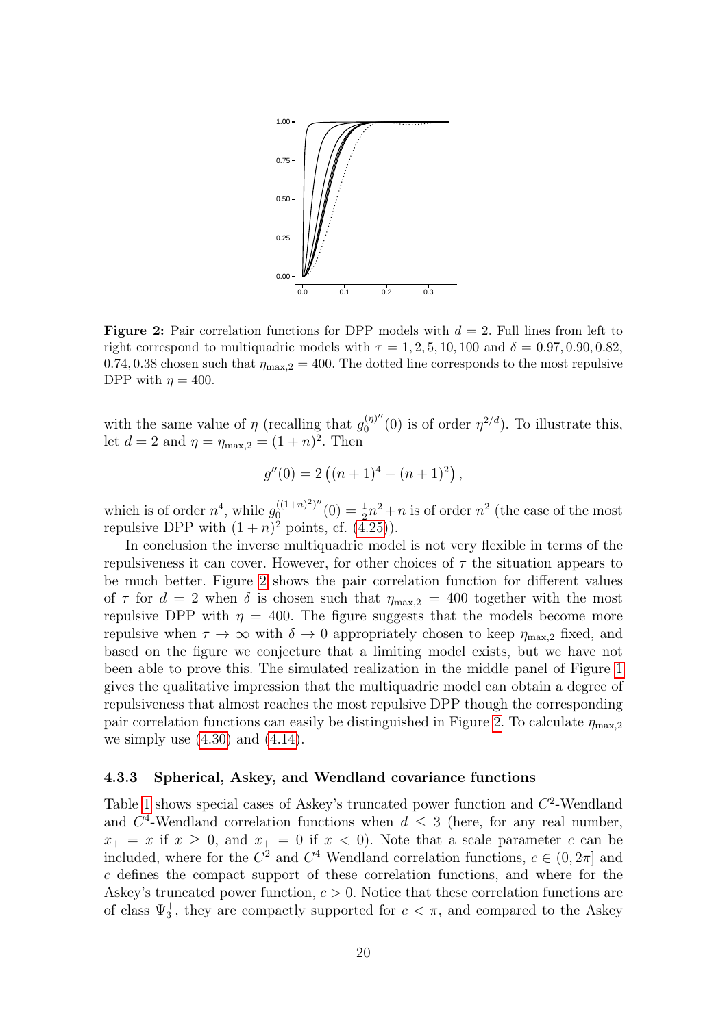**Figure 2:** Pair correlation functions for DPP models with $d = 2$. Full lines from left to right correspond to multiquadric models with $\tau = 1, 2, 5, 10, 100$ and $\delta = 0.97, 0.90, 0.82, 0.74, 0.38$ chosen such that $\eta_{\max,2} = 400$. The dotted line corresponds to the most repulsive DPP with $\eta = 400$.

with the same value of $\eta$ (recalling that $g_0^{(\eta)''}(0)$ is of order $\eta^{2/d}$). To illustrate this, let $d = 2$ and $\eta = \eta_{\max,2} = (1+n)^2$. Then

$$g''(0) = 2\left((n+1)^4 - (n+1)^2\right),$$

which is of order $n^4$, while $g_0^{((1+n)^2)''}(0) = \frac{1}{2}n^2 + n$ is of order $n^2$ (the case of the most repulsive DPP with $(1+n)^2$ points, cf. (4.25)).

In conclusion the inverse multiquadric model is not very flexible in terms of the repulsiveness it can cover. However, for other choices of $\tau$ the situation appears to be much better. Figure 2 shows the pair correlation function for different values of $\tau$ for $d = 2$ when $\delta$ is chosen such that $\eta_{\max,2} = 400$ together with the most repulsive DPP with $\eta = 400$. The figure suggests that the models become more repulsive when $\tau \to \infty$ with $\delta \to 0$ appropriately chosen to keep $\eta_{\max,2}$ fixed, and based on the figure we conjecture that a limiting model exists, but we have not been able to prove this. The simulated realization in the middle panel of Figure 1 gives the qualitative impression that the multiquadric model can obtain a degree of repulsiveness that almost reaches the most repulsive DPP though the corresponding pair correlation functions can easily be distinguished in Figure 2. To calculate $\eta_{\max,2}$ we simply use (4.30) and (4.14).

### 4.3.3 Spherical, Askey, and Wendland covariance functions

Table 1 shows special cases of Askey's truncated power function and $C^2$-Wendland and $C^4$-Wendland correlation functions when $d \leq 3$ (here, for any real number, $x_+ = x$ if $x \geq 0$, and $x_+ = 0$ if $x < 0$). Note that a scale parameter $c$ can be included, where for the $C^2$ and $C^4$ Wendland correlation functions, $c \in (0, 2\pi]$ and $c$ defines the compact support of these correlation functions, and where for the Askey's truncated power function, $c > 0$. Notice that these correlation functions are of class $\Psi_3^+$, they are compactly supported for $c < \pi$, and compared to the Askey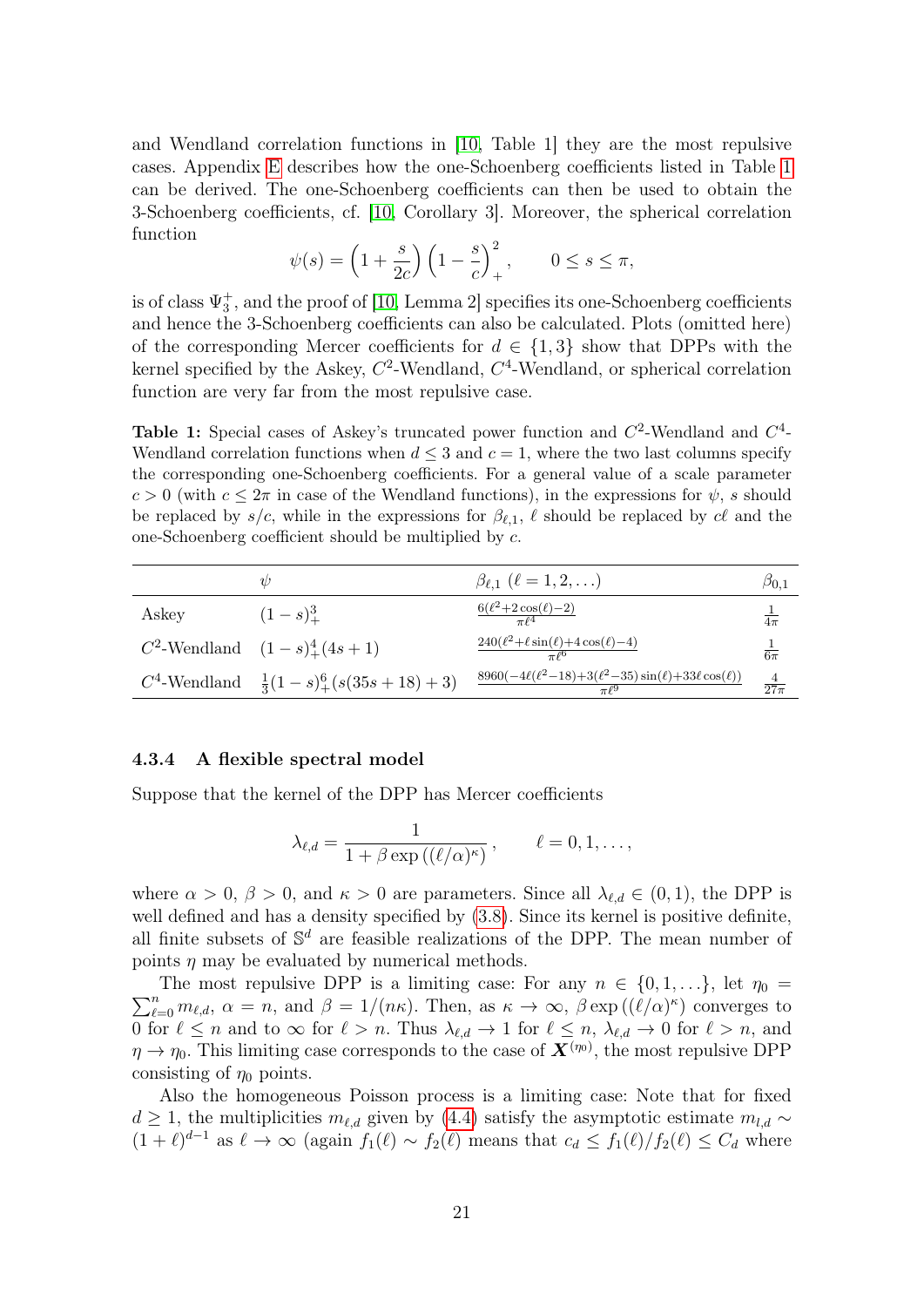and Wendland correlation functions in [10, Table 1] they are the most repulsive cases. Appendix E describes how the one-Schoenberg coefficients listed in Table 1 can be derived. The one-Schoenberg coefficients can then be used to obtain the 3-Schoenberg coefficients, cf. [10, Corollary 3]. Moreover, the spherical correlation function

$$\psi(s) = \left(1 + \frac{s}{2c}\right)\left(1 - \frac{s}{c}\right)_+^2, \qquad 0 \leq s \leq \pi,$$

is of class $\Psi_3^+$, and the proof of [10, Lemma 2] specifies its one-Schoenberg coefficients and hence the 3-Schoenberg coefficients can also be calculated. Plots (omitted here) of the corresponding Mercer coefficients for $d \in \{1, 3\}$ show that DPPs with the kernel specified by the Askey, $C^2$-Wendland, $C^4$-Wendland, or spherical correlation function are very far from the most repulsive case.

**Table 1:** Special cases of Askey's truncated power function and $C^2$-Wendland and $C^4$-Wendland correlation functions when $d \leq 3$ and $c = 1$, where the two last columns specify the corresponding one-Schoenberg coefficients. For a general value of a scale parameter $c > 0$ (with $c \leq 2\pi$ in case of the Wendland functions), in the expressions for $\psi$, $s$ should be replaced by $s/c$, while in the expressions for $\beta_{\ell,1}$, $\ell$ should be replaced by $c\ell$ and the one-Schoenberg coefficient should be multiplied by $c$.

| | $\psi$ | $\beta_{\ell,1}$ ($\ell = 1, 2, \ldots$) | $\beta_{0,1}$ |
|---|---|---|---|
| Askey | $(1-s)_+^3$ | $\frac{6(\ell^2+2\cos(\ell)-2)}{\pi\ell^4}$ | $\frac{1}{4\pi}$ |
| $C^2$-Wendland | $(1-s)_+^4(4s+1)$ | $\frac{240(\ell^2+\ell\sin(\ell)+4\cos(\ell)-4)}{\pi\ell^6}$ | $\frac{1}{6\pi}$ |
| $C^4$-Wendland | $\frac{1}{3}(1-s)_+^6(s(35s+18)+3)$ | $\frac{8960(-4\ell(\ell^2-18)+3(\ell^2-35)\sin(\ell)+33\ell\cos(\ell))}{\pi\ell^9}$ | $\frac{4}{27\pi}$ |

#### 4.3.4 A flexible spectral model

Suppose that the kernel of the DPP has Mercer coefficients

$$\lambda_{\ell,d} = \frac{1}{1 + \beta \exp\left((\ell/\alpha)^\kappa\right)}, \qquad \ell = 0, 1, \ldots,$$

where $\alpha > 0$, $\beta > 0$, and $\kappa > 0$ are parameters. Since all $\lambda_{\ell,d} \in (0, 1)$, the DPP is well defined and has a density specified by (3.8). Since its kernel is positive definite, all finite subsets of $\mathbb{S}^d$ are feasible realizations of the DPP. The mean number of points $\eta$ may be evaluated by numerical methods.

The most repulsive DPP is a limiting case: For any $n \in \{0, 1, \ldots\}$, let $\eta_0 = \sum_{\ell=0}^n m_{\ell,d}$, $\alpha = n$, and $\beta = 1/(n\kappa)$. Then, as $\kappa \to \infty$, $\beta \exp\left((\ell/\alpha)^\kappa\right)$ converges to 0 for $\ell \leq n$ and to $\infty$ for $\ell > n$. Thus $\lambda_{\ell,d} \to 1$ for $\ell \leq n$, $\lambda_{\ell,d} \to 0$ for $\ell > n$, and $\eta \to \eta_0$. This limiting case corresponds to the case of $\boldsymbol{X}^{(\eta_0)}$, the most repulsive DPP consisting of $\eta_0$ points.

Also the homogeneous Poisson process is a limiting case: Note that for fixed $d \geq 1$, the multiplicities $m_{\ell,d}$ given by (4.4) satisfy the asymptotic estimate $m_{l,d} \sim (1 + \ell)^{d-1}$ as $\ell \to \infty$ (again $f_1(\ell) \sim f_2(\ell)$ means that $c_d \leq f_1(\ell)/f_2(\ell) \leq C_d$ where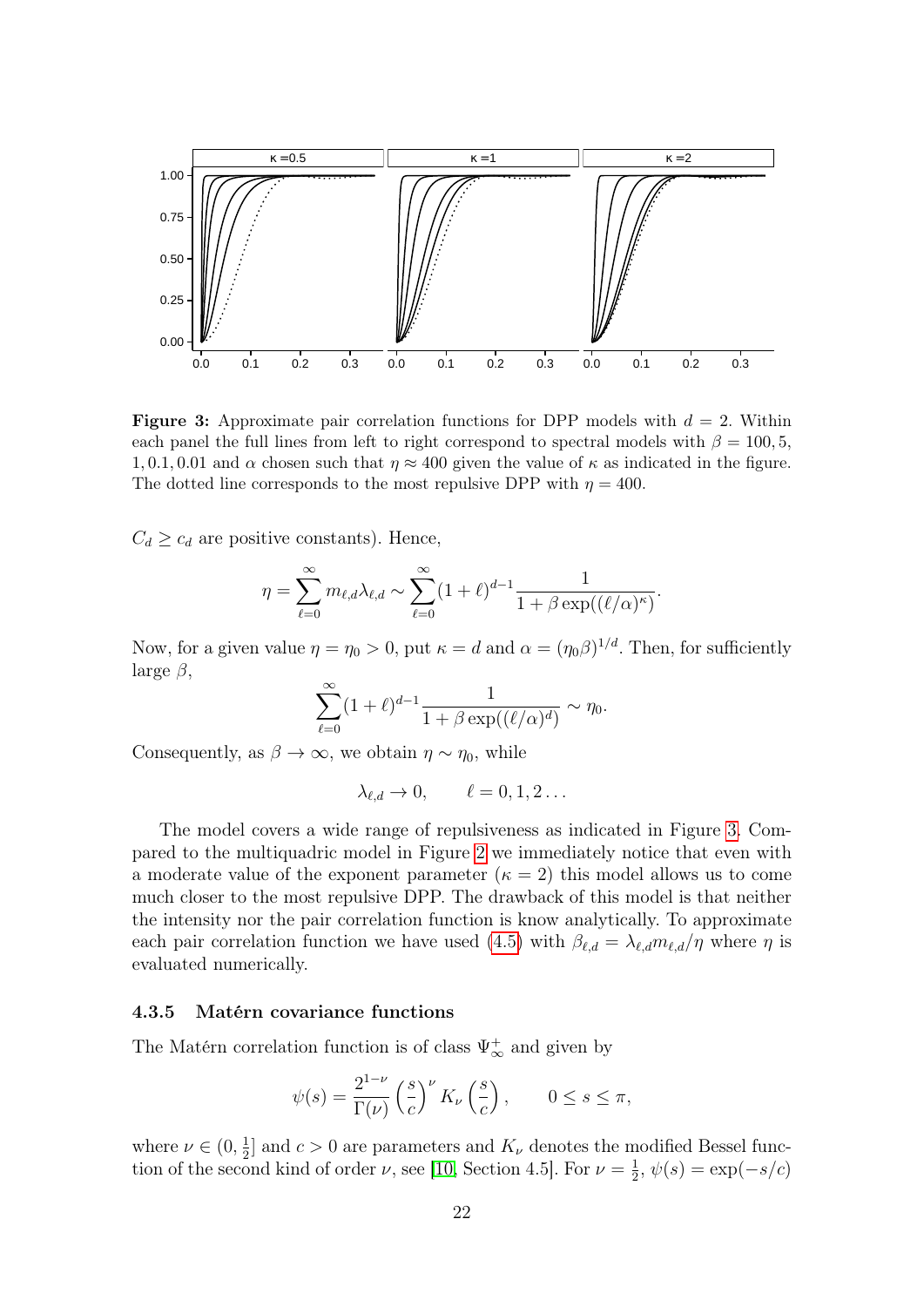**Figure 3:** Approximate pair correlation functions for DPP models with $d = 2$. Within each panel the full lines from left to right correspond to spectral models with $\beta = 100, 5, 1, 0.1, 0.01$ and $\alpha$ chosen such that $\eta \approx 400$ given the value of $\kappa$ as indicated in the figure. The dotted line corresponds to the most repulsive DPP with $\eta = 400$.

$C_d \geq c_d$ are positive constants). Hence,

$$\eta = \sum_{\ell=0}^{\infty} m_{\ell,d}\lambda_{\ell,d} \sim \sum_{\ell=0}^{\infty} (1+\ell)^{d-1} \frac{1}{1+\beta\exp((\ell/\alpha)^{\kappa})}.$$

Now, for a given value $\eta = \eta_0 > 0$, put $\kappa = d$ and $\alpha = (\eta_0\beta)^{1/d}$. Then, for sufficiently large $\beta$,

$$\sum_{\ell=0}^{\infty} (1+\ell)^{d-1} \frac{1}{1+\beta\exp((\ell/\alpha)^{d})} \sim \eta_0.$$

Consequently, as $\beta \to \infty$, we obtain $\eta \sim \eta_0$, while

$$\lambda_{\ell,d} \to 0, \qquad \ell = 0, 1, 2 \ldots$$

The model covers a wide range of repulsiveness as indicated in Figure 3. Compared to the multiquadric model in Figure 2 we immediately notice that even with a moderate value of the exponent parameter ($\kappa = 2$) this model allows us to come much closer to the most repulsive DPP. The drawback of this model is that neither the intensity nor the pair correlation function is know analytically. To approximate each pair correlation function we have used (4.5) with $\beta_{\ell,d} = \lambda_{\ell,d} m_{\ell,d}/\eta$ where $\eta$ is evaluated numerically.

### 4.3.5 Matérn covariance functions

The Matérn correlation function is of class $\Psi_{\infty}^{+}$ and given by

$$\psi(s) = \frac{2^{1-\nu}}{\Gamma(\nu)} \left(\frac{s}{c}\right)^{\nu} K_{\nu}\left(\frac{s}{c}\right), \qquad 0 \leq s \leq \pi,$$

where $\nu \in (0, \frac{1}{2}]$ and $c > 0$ are parameters and $K_{\nu}$ denotes the modified Bessel function of the second kind of order $\nu$, see [10, Section 4.5]. For $\nu = \frac{1}{2}$, $\psi(s) = \exp(-s/c)$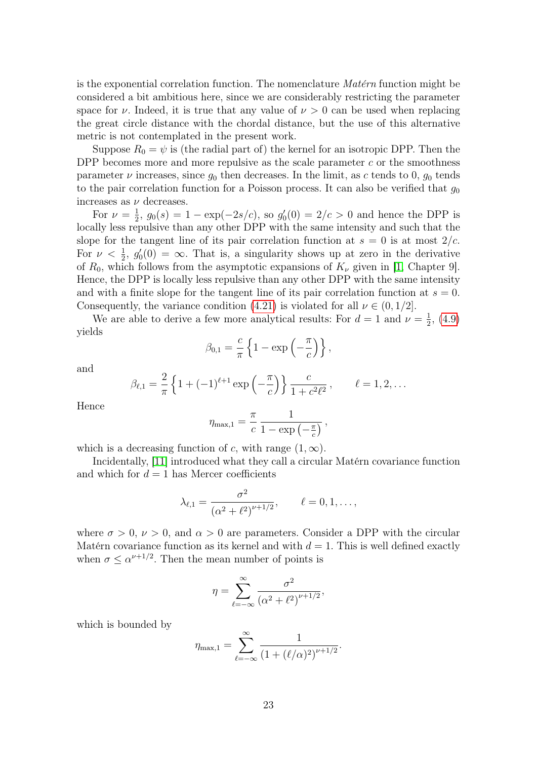is the exponential correlation function. The nomenclature *Matérn* function might be considered a bit ambitious here, since we are considerably restricting the parameter space for $\nu$. Indeed, it is true that any value of $\nu > 0$ can be used when replacing the great circle distance with the chordal distance, but the use of this alternative metric is not contemplated in the present work.

Suppose $R_0 = \psi$ is (the radial part of) the kernel for an isotropic DPP. Then the DPP becomes more and more repulsive as the scale parameter $c$ or the smoothness parameter $\nu$ increases, since $g_0$ then decreases. In the limit, as $c$ tends to 0, $g_0$ tends to the pair correlation function for a Poisson process. It can also be verified that $g_0$ increases as $\nu$ decreases.

For $\nu = \frac{1}{2}$, $g_0(s) = 1 - \exp(-2s/c)$, so $g_0'(0) = 2/c > 0$ and hence the DPP is locally less repulsive than any other DPP with the same intensity and such that the slope for the tangent line of its pair correlation function at $s = 0$ is at most $2/c$. For $\nu < \frac{1}{2}$, $g_0'(0) = \infty$. That is, a singularity shows up at zero in the derivative of $R_0$, which follows from the asymptotic expansions of $K_\nu$ given in [1, Chapter 9]. Hence, the DPP is locally less repulsive than any other DPP with the same intensity and with a finite slope for the tangent line of its pair correlation function at $s = 0$. Consequently, the variance condition (4.21) is violated for all $\nu \in (0, 1/2]$.

We are able to derive a few more analytical results: For $d = 1$ and $\nu = \frac{1}{2}$, (4.9) yields

$$\beta_{0,1} = \frac{c}{\pi}\left\{1 - \exp\left(-\frac{\pi}{c}\right)\right\},$$

and

$$\beta_{\ell,1} = \frac{2}{\pi}\left\{1 + (-1)^{\ell+1}\exp\left(-\frac{\pi}{c}\right)\right\}\frac{c}{1 + c^2\ell^2}, \qquad \ell = 1, 2, \dots$$

Hence

$$\eta_{\max,1} = \frac{\pi}{c}\,\frac{1}{1 - \exp\left(-\frac{\pi}{c}\right)},$$

which is a decreasing function of $c$, with range $(1, \infty)$.

Incidentally, [11] introduced what they call a circular Matérn covariance function and which for $d = 1$ has Mercer coefficients

$$\lambda_{\ell,1} = \frac{\sigma^2}{(\alpha^2 + \ell^2)^{\nu+1/2}}, \qquad \ell = 0, 1, \dots,$$

where $\sigma > 0$, $\nu > 0$, and $\alpha > 0$ are parameters. Consider a DPP with the circular Matérn covariance function as its kernel and with $d = 1$. This is well defined exactly when $\sigma \le \alpha^{\nu+1/2}$. Then the mean number of points is

$$\eta = \sum_{\ell=-\infty}^{\infty} \frac{\sigma^2}{(\alpha^2 + \ell^2)^{\nu+1/2}},$$

which is bounded by

$$\eta_{\max,1} = \sum_{\ell=-\infty}^{\infty} \frac{1}{(1 + (\ell/\alpha)^2)^{\nu+1/2}}.$$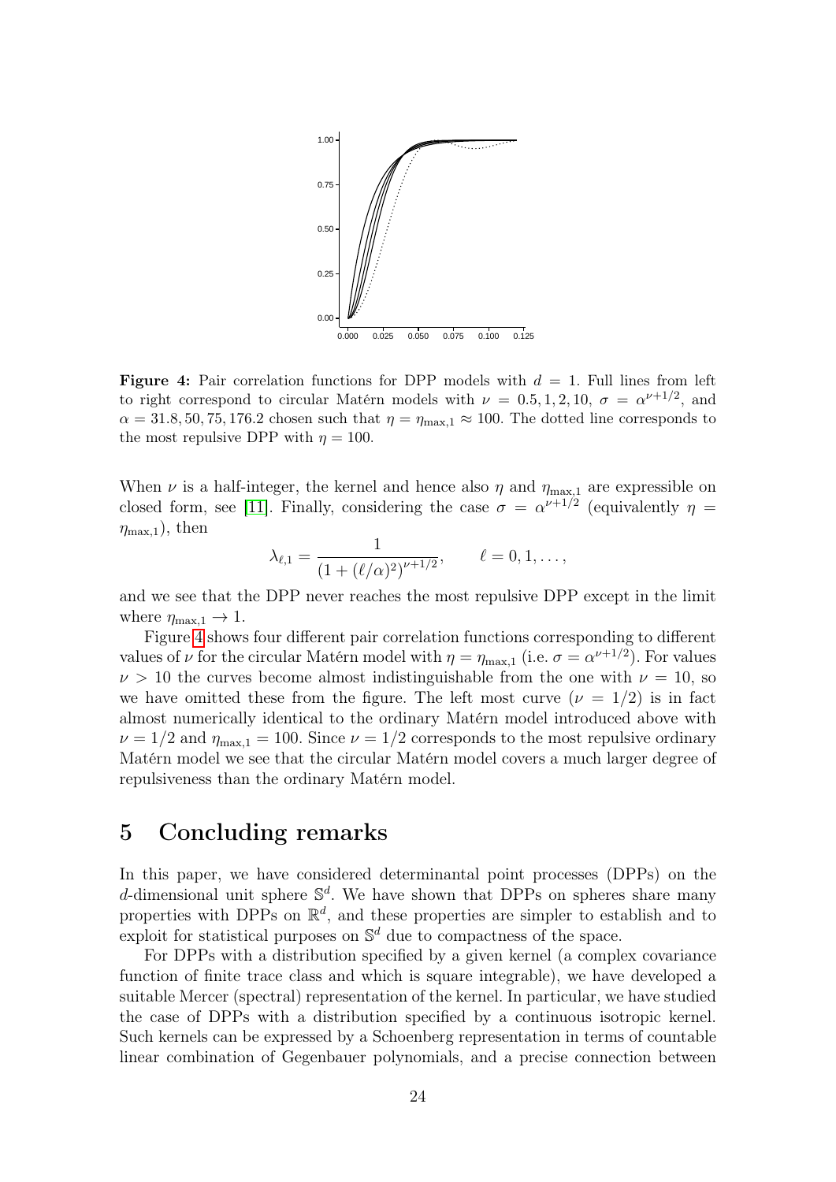**Figure 4:** Pair correlation functions for DPP models with $d = 1$. Full lines from left to right correspond to circular Matérn models with $\nu = 0.5, 1, 2, 10$, $\sigma = \alpha^{\nu+1/2}$, and $\alpha = 31.8, 50, 75, 176.2$ chosen such that $\eta = \eta_{\max,1} \approx 100$. The dotted line corresponds to the most repulsive DPP with $\eta = 100$.

When $\nu$ is a half-integer, the kernel and hence also $\eta$ and $\eta_{\max,1}$ are expressible on closed form, see [11]. Finally, considering the case $\sigma = \alpha^{\nu+1/2}$ (equivalently $\eta = \eta_{\max,1}$), then

$$\lambda_{\ell,1} = \frac{1}{\left(1 + (\ell/\alpha)^2\right)^{\nu+1/2}}, \qquad \ell = 0, 1, \dots,$$

and we see that the DPP never reaches the most repulsive DPP except in the limit where $\eta_{\max,1} \to 1$.

Figure 4 shows four different pair correlation functions corresponding to different values of $\nu$ for the circular Matérn model with $\eta = \eta_{\max,1}$ (i.e. $\sigma = \alpha^{\nu+1/2}$). For values $\nu > 10$ the curves become almost indistinguishable from the one with $\nu = 10$, so we have omitted these from the figure. The left most curve ($\nu = 1/2$) is in fact almost numerically identical to the ordinary Matérn model introduced above with $\nu = 1/2$ and $\eta_{\max,1} = 100$. Since $\nu = 1/2$ corresponds to the most repulsive ordinary Matérn model we see that the circular Matérn model covers a much larger degree of repulsiveness than the ordinary Matérn model.

## 5 Concluding remarks

In this paper, we have considered determinantal point processes (DPPs) on the $d$-dimensional unit sphere $\mathbb{S}^d$. We have shown that DPPs on spheres share many properties with DPPs on $\mathbb{R}^d$, and these properties are simpler to establish and to exploit for statistical purposes on $\mathbb{S}^d$ due to compactness of the space.

For DPPs with a distribution specified by a given kernel (a complex covariance function of finite trace class and which is square integrable), we have developed a suitable Mercer (spectral) representation of the kernel. In particular, we have studied the case of DPPs with a distribution specified by a continuous isotropic kernel. Such kernels can be expressed by a Schoenberg representation in terms of countable linear combination of Gegenbauer polynomials, and a precise connection between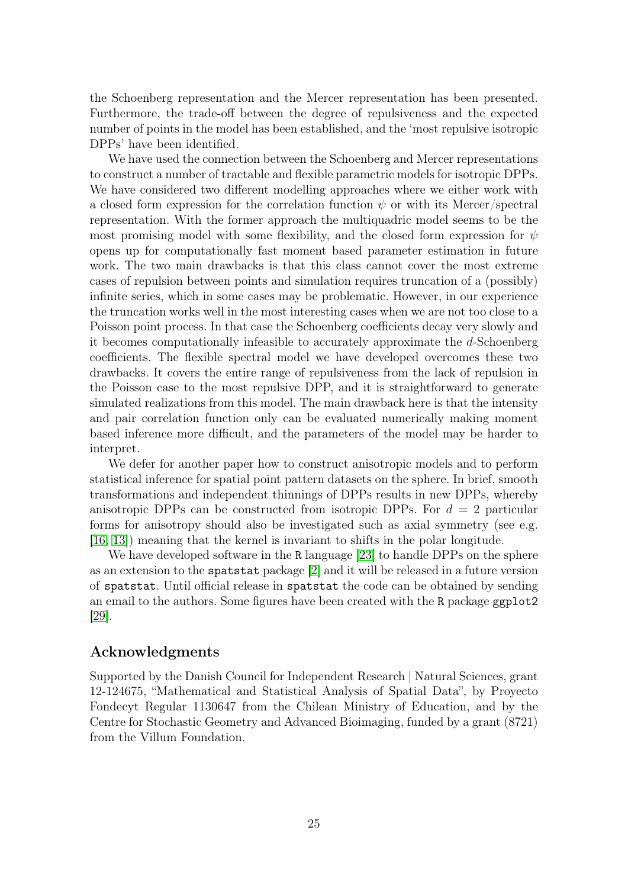the Schoenberg representation and the Mercer representation has been presented. Furthermore, the trade-off between the degree of repulsiveness and the expected number of points in the model has been established, and the 'most repulsive isotropic DPPs' have been identified.

We have used the connection between the Schoenberg and Mercer representations to construct a number of tractable and flexible parametric models for isotropic DPPs. We have considered two different modelling approaches where we either work with a closed form expression for the correlation function $\psi$ or with its Mercer/spectral representation. With the former approach the multiquadric model seems to be the most promising model with some flexibility, and the closed form expression for $\psi$ opens up for computationally fast moment based parameter estimation in future work. The two main drawbacks is that this class cannot cover the most extreme cases of repulsion between points and simulation requires truncation of a (possibly) infinite series, which in some cases may be problematic. However, in our experience the truncation works well in the most interesting cases when we are not too close to a Poisson point process. In that case the Schoenberg coefficients decay very slowly and it becomes computationally infeasible to accurately approximate the $d$-Schoenberg coefficients. The flexible spectral model we have developed overcomes these two drawbacks. It covers the entire range of repulsiveness from the lack of repulsion in the Poisson case to the most repulsive DPP, and it is straightforward to generate simulated realizations from this model. The main drawback here is that the intensity and pair correlation function only can be evaluated numerically making moment based inference more difficult, and the parameters of the model may be harder to interpret.

We defer for another paper how to construct anisotropic models and to perform statistical inference for spatial point pattern datasets on the sphere. In brief, smooth transformations and independent thinnings of DPPs results in new DPPs, whereby anisotropic DPPs can be constructed from isotropic DPPs. For $d = 2$ particular forms for anisotropy should also be investigated such as axial symmetry (see e.g. [16, 13]) meaning that the kernel is invariant to shifts in the polar longitude.

We have developed software in the `R` language [23] to handle DPPs on the sphere as an extension to the `spatstat` package [2] and it will be released in a future version of `spatstat`. Until official release in `spatstat` the code can be obtained by sending an email to the authors. Some figures have been created with the `R` package `ggplot2` [29].

## Acknowledgments

Supported by the Danish Council for Independent Research | Natural Sciences, grant 12-124675, "Mathematical and Statistical Analysis of Spatial Data", by Proyecto Fondecyt Regular 1130647 from the Chilean Ministry of Education, and by the Centre for Stochastic Geometry and Advanced Bioimaging, funded by a grant (8721) from the Villum Foundation.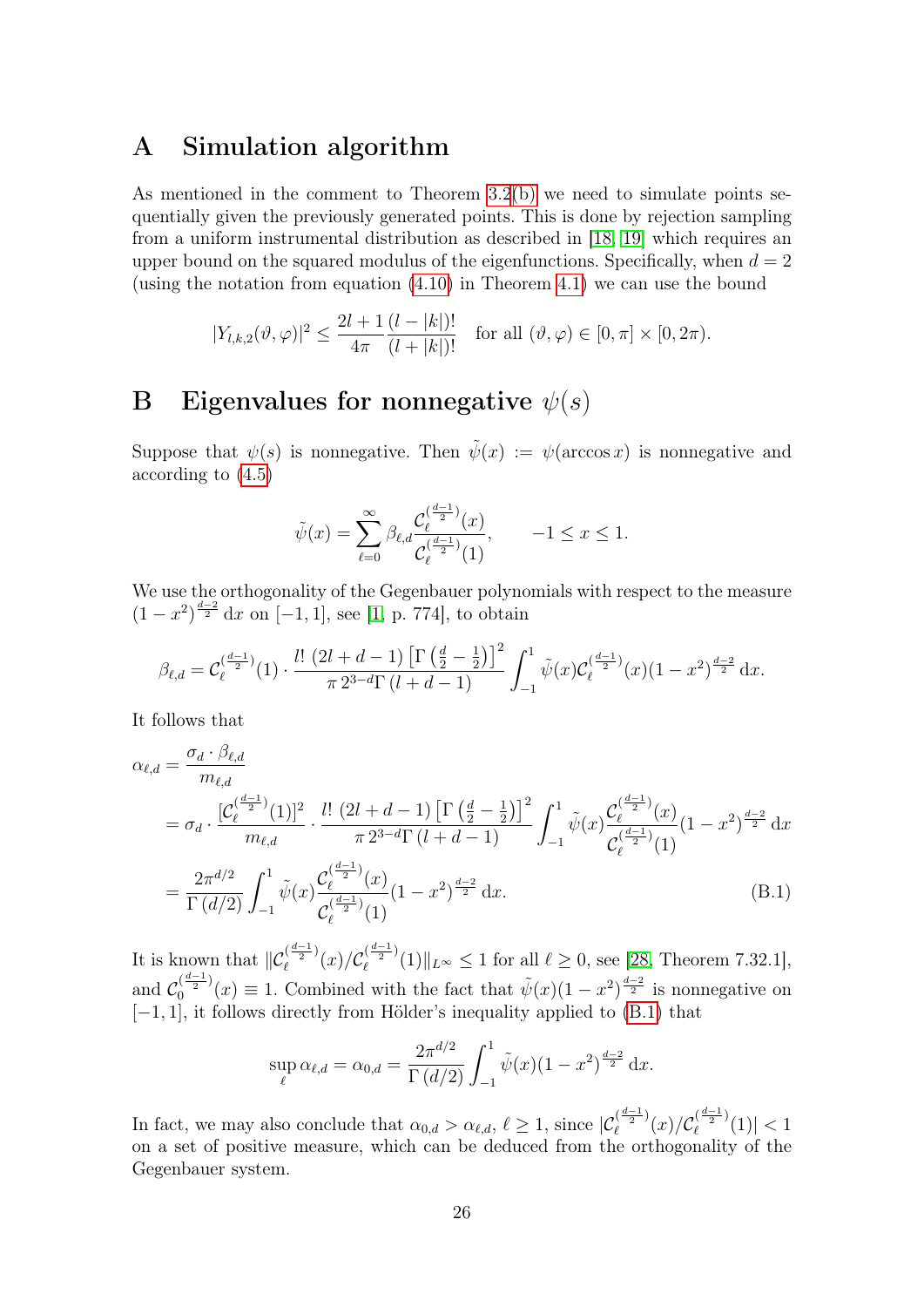## A Simulation algorithm

As mentioned in the comment to Theorem 3.2(b) we need to simulate points sequentially given the previously generated points. This is done by rejection sampling from a uniform instrumental distribution as described in [18, 19] which requires an upper bound on the squared modulus of the eigenfunctions. Specifically, when $d = 2$ (using the notation from equation (4.10) in Theorem 4.1) we can use the bound

$$|Y_{l,k,2}(\vartheta, \varphi)|^2 \leq \frac{2l+1}{4\pi} \frac{(l-|k|)!}{(l+|k|)!} \quad \text{for all } (\vartheta, \varphi) \in [0, \pi] \times [0, 2\pi).$$

## B Eigenvalues for nonnegative $\psi(s)$

Suppose that $\psi(s)$ is nonnegative. Then $\tilde{\psi}(x) := \psi(\arccos x)$ is nonnegative and according to (4.5)

$$\tilde{\psi}(x) = \sum_{\ell=0}^{\infty} \beta_{\ell,d} \frac{\mathcal{C}_\ell^{(\frac{d-1}{2})}(x)}{\mathcal{C}_\ell^{(\frac{d-1}{2})}(1)}, \qquad -1 \leq x \leq 1.$$

We use the orthogonality of the Gegenbauer polynomials with respect to the measure $(1-x^2)^{\frac{d-2}{2}}\,\mathrm{d}x$ on $[-1, 1]$, see [1, p. 774], to obtain

$$\beta_{\ell,d} = \mathcal{C}_\ell^{(\frac{d-1}{2})}(1) \cdot \frac{l!\ (2l+d-1)\left[\Gamma\left(\frac{d}{2}-\frac{1}{2}\right)\right]^2}{\pi\, 2^{3-d}\Gamma\left(l+d-1\right)} \int_{-1}^{1} \tilde{\psi}(x) \mathcal{C}_\ell^{(\frac{d-1}{2})}(x)(1-x^2)^{\frac{d-2}{2}}\,\mathrm{d}x.$$

It follows that

$$\begin{aligned}
\alpha_{\ell,d} &= \frac{\sigma_d \cdot \beta_{\ell,d}}{m_{\ell,d}} \\
&= \sigma_d \cdot \frac{[\mathcal{C}_\ell^{(\frac{d-1}{2})}(1)]^2}{m_{\ell,d}} \cdot \frac{l!\ (2l+d-1)\left[\Gamma\left(\frac{d}{2}-\frac{1}{2}\right)\right]^2}{\pi\, 2^{3-d}\Gamma\left(l+d-1\right)} \int_{-1}^{1} \tilde{\psi}(x) \frac{\mathcal{C}_\ell^{(\frac{d-1}{2})}(x)}{\mathcal{C}_\ell^{(\frac{d-1}{2})}(1)}(1-x^2)^{\frac{d-2}{2}}\,\mathrm{d}x \\
&= \frac{2\pi^{d/2}}{\Gamma\left(d/2\right)} \int_{-1}^{1} \tilde{\psi}(x) \frac{\mathcal{C}_\ell^{(\frac{d-1}{2})}(x)}{\mathcal{C}_\ell^{(\frac{d-1}{2})}(1)}(1-x^2)^{\frac{d-2}{2}}\,\mathrm{d}x. \qquad \text{(B.1)}
\end{aligned}$$

It is known that $\|\mathcal{C}_\ell^{(\frac{d-1}{2})}(x)/\mathcal{C}_\ell^{(\frac{d-1}{2})}(1)\|_{L^\infty} \leq 1$ for all $\ell \geq 0$, see [28, Theorem 7.32.1], and $\mathcal{C}_0^{(\frac{d-1}{2})}(x) \equiv 1$. Combined with the fact that $\tilde{\psi}(x)(1-x^2)^{\frac{d-2}{2}}$ is nonnegative on $[-1, 1]$, it follows directly from Hölder's inequality applied to (B.1) that

$$\sup_{\ell} \alpha_{\ell,d} = \alpha_{0,d} = \frac{2\pi^{d/2}}{\Gamma\left(d/2\right)} \int_{-1}^{1} \tilde{\psi}(x)(1-x^2)^{\frac{d-2}{2}}\,\mathrm{d}x.$$

In fact, we may also conclude that $\alpha_{0,d} > \alpha_{\ell,d}$, $\ell \geq 1$, since $|\mathcal{C}_\ell^{(\frac{d-1}{2})}(x)/\mathcal{C}_\ell^{(\frac{d-1}{2})}(1)| < 1$ on a set of positive measure, which can be deduced from the orthogonality of the Gegenbauer system.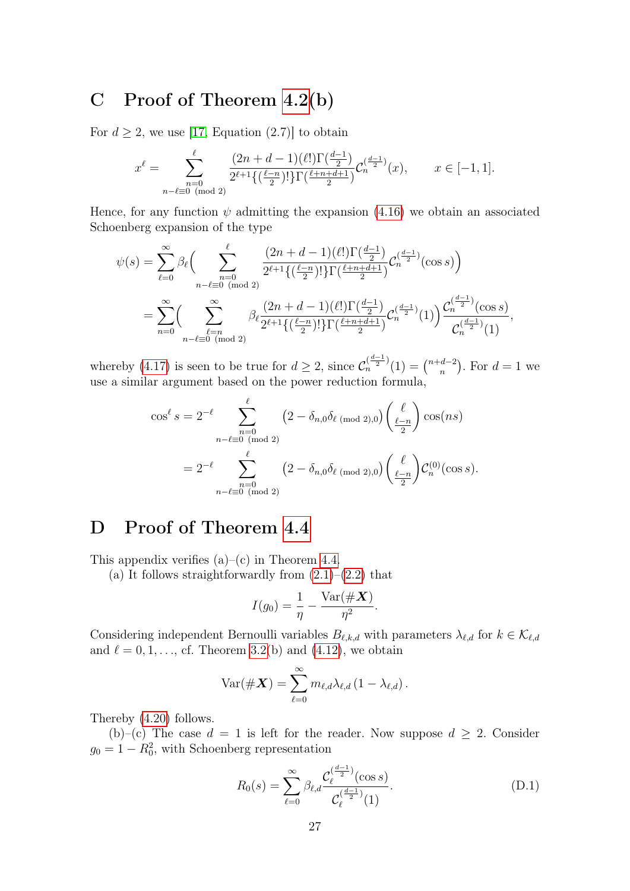## C Proof of Theorem 4.2(b)

For $d \geq 2$, we use [17, Equation (2.7)] to obtain

$$x^\ell = \sum_{\substack{n=0 \\ n-\ell\equiv 0 \pmod 2}}^{\ell} \frac{(2n+d-1)(\ell!)\Gamma(\frac{d-1}{2})}{2^{\ell+1}\{(\frac{\ell-n}{2})!\}\Gamma(\frac{\ell+n+d+1}{2})} \mathcal{C}_n^{(\frac{d-1}{2})}(x), \qquad x \in [-1,1].$$

Hence, for any function $\psi$ admitting the expansion (4.16) we obtain an associated Schoenberg expansion of the type

$$\begin{aligned}
\psi(s) &= \sum_{\ell=0}^{\infty} \beta_\ell \Big( \sum_{\substack{n=0 \\ n-\ell\equiv 0 \pmod 2}}^{\ell} \frac{(2n+d-1)(\ell!)\Gamma(\frac{d-1}{2})}{2^{\ell+1}\{(\frac{\ell-n}{2})!\}\Gamma(\frac{\ell+n+d+1}{2})} \mathcal{C}_n^{(\frac{d-1}{2})}(\cos s) \Big) \\
&= \sum_{n=0}^{\infty} \Big( \sum_{\substack{\ell=n \\ n-\ell\equiv 0 \pmod 2}}^{\infty} \beta_\ell \frac{(2n+d-1)(\ell!)\Gamma(\frac{d-1}{2})}{2^{\ell+1}\{(\frac{\ell-n}{2})!\}\Gamma(\frac{\ell+n+d+1}{2})} \mathcal{C}_n^{(\frac{d-1}{2})}(1) \Big) \frac{\mathcal{C}_n^{(\frac{d-1}{2})}(\cos s)}{\mathcal{C}_n^{(\frac{d-1}{2})}(1)},
\end{aligned}$$

whereby (4.17) is seen to be true for $d \geq 2$, since $\mathcal{C}_n^{(\frac{d-1}{2})}(1) = \binom{n+d-2}{n}$. For $d = 1$ we use a similar argument based on the power reduction formula,

$$\begin{aligned}
\cos^\ell s &= 2^{-\ell} \sum_{\substack{n=0 \\ n-\ell\equiv 0 \pmod 2}}^{\ell} \left(2 - \delta_{n,0}\delta_{\ell \pmod 2, 0}\right) \binom{\ell}{\frac{\ell-n}{2}} \cos(ns) \\
&= 2^{-\ell} \sum_{\substack{n=0 \\ n-\ell\equiv 0 \pmod 2}}^{\ell} \left(2 - \delta_{n,0}\delta_{\ell \pmod 2, 0}\right) \binom{\ell}{\frac{\ell-n}{2}} \mathcal{C}_n^{(0)}(\cos s).
\end{aligned}$$

## D Proof of Theorem 4.4

This appendix verifies (a)–(c) in Theorem 4.4.

(a) It follows straightforwardly from (2.1)–(2.2) that

$$I(g_0) = \frac{1}{\eta} - \frac{\mathrm{Var}(\#\boldsymbol{X})}{\eta^2}.$$

Considering independent Bernoulli variables $B_{\ell,k,d}$ with parameters $\lambda_{\ell,d}$ for $k \in \mathcal{K}_{\ell,d}$ and $\ell = 0, 1, \dots$, cf. Theorem 3.2(b) and (4.12), we obtain

$$\mathrm{Var}(\#\boldsymbol{X}) = \sum_{\ell=0}^{\infty} m_{\ell,d}\lambda_{\ell,d}\left(1 - \lambda_{\ell,d}\right).$$

Thereby (4.20) follows.

(b)–(c) The case $d = 1$ is left for the reader. Now suppose $d \geq 2$. Consider $g_0 = 1 - R_0^2$, with Schoenberg representation

$$R_0(s) = \sum_{\ell=0}^{\infty} \beta_{\ell,d} \frac{\mathcal{C}_\ell^{(\frac{d-1}{2})}(\cos s)}{\mathcal{C}_\ell^{(\frac{d-1}{2})}(1)}. \tag{D.1}$$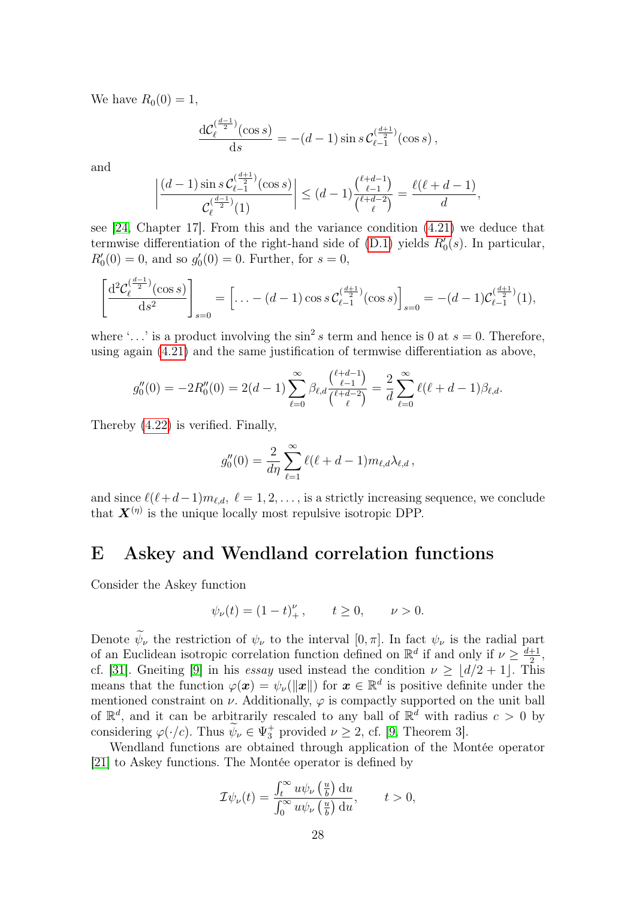We have $R_0(0) = 1$,

$$\frac{\mathrm{d}\mathcal{C}_\ell^{(\frac{d-1}{2})}(\cos s)}{\mathrm{d}s} = -(d-1)\sin s\, \mathcal{C}_{\ell-1}^{(\frac{d+1}{2})}(\cos s)\,,$$

and

$$\left|\frac{(d-1)\sin s\, \mathcal{C}_{\ell-1}^{(\frac{d+1}{2})}(\cos s)}{\mathcal{C}_\ell^{(\frac{d-1}{2})}(1)}\right| \leq (d-1)\frac{\binom{\ell+d-1}{\ell-1}}{\binom{\ell+d-2}{\ell}} = \frac{\ell(\ell+d-1)}{d},$$

see [24, Chapter 17]. From this and the variance condition (4.21) we deduce that termwise differentiation of the right-hand side of (D.1) yields $R_0'(s)$. In particular, $R_0'(0) = 0$, and so $g_0'(0) = 0$. Further, for $s = 0$,

$$\left[\frac{\mathrm{d}^2\mathcal{C}_\ell^{(\frac{d-1}{2})}(\cos s)}{\mathrm{d}s^2}\right]_{s=0} = \Big[\ldots - (d-1)\cos s\, \mathcal{C}_{\ell-1}^{(\frac{d+1}{2})}(\cos s)\Big]_{s=0} = -(d-1)\mathcal{C}_{\ell-1}^{(\frac{d+1}{2})}(1),$$

where '$\ldots$' is a product involving the $\sin^2 s$ term and hence is 0 at $s = 0$. Therefore, using again (4.21) and the same justification of termwise differentiation as above,

$$g_0''(0) = -2R_0''(0) = 2(d-1)\sum_{\ell=0}^{\infty}\beta_{\ell,d}\frac{\binom{\ell+d-1}{\ell-1}}{\binom{\ell+d-2}{\ell}} = \frac{2}{d}\sum_{\ell=0}^{\infty}\ell(\ell+d-1)\beta_{\ell,d}.$$

Thereby (4.22) is verified. Finally,

$$g_0''(0) = \frac{2}{d\eta}\sum_{\ell=1}^{\infty}\ell(\ell+d-1)m_{\ell,d}\lambda_{\ell,d}\,,$$

and since $\ell(\ell+d-1)m_{\ell,d}$, $\ell = 1, 2, \ldots$, is a strictly increasing sequence, we conclude that $\boldsymbol{X}^{(\eta)}$ is the unique locally most repulsive isotropic DPP.

# E Askey and Wendland correlation functions

Consider the Askey function

$$\psi_\nu(t) = (1-t)_+^\nu\,, \qquad t \geq 0, \qquad \nu > 0.$$

Denote $\widetilde{\psi}_\nu$ the restriction of $\psi_\nu$ to the interval $[0, \pi]$. In fact $\psi_\nu$ is the radial part of an Euclidean isotropic correlation function defined on $\mathbb{R}^d$ if and only if $\nu \geq \frac{d+1}{2}$, cf. [31]. Gneiting [9] in his *essay* used instead the condition $\nu \geq \lfloor d/2 + 1 \rfloor$. This means that the function $\varphi(\boldsymbol{x}) = \psi_\nu(\|\boldsymbol{x}\|)$ for $\boldsymbol{x} \in \mathbb{R}^d$ is positive definite under the mentioned constraint on $\nu$. Additionally, $\varphi$ is compactly supported on the unit ball of $\mathbb{R}^d$, and it can be arbitrarily rescaled to any ball of $\mathbb{R}^d$ with radius $c > 0$ by considering $\varphi(\cdot/c)$. Thus $\widetilde{\psi}_\nu \in \Psi_3^+$ provided $\nu \geq 2$, cf. [9, Theorem 3].

Wendland functions are obtained through application of the Montée operator [21] to Askey functions. The Montée operator is defined by

$$\mathcal{I}\psi_\nu(t) = \frac{\int_t^\infty u\psi_\nu\left(\frac{u}{b}\right)\mathrm{d}u}{\int_0^\infty u\psi_\nu\left(\frac{u}{b}\right)\mathrm{d}u}, \qquad t > 0,$$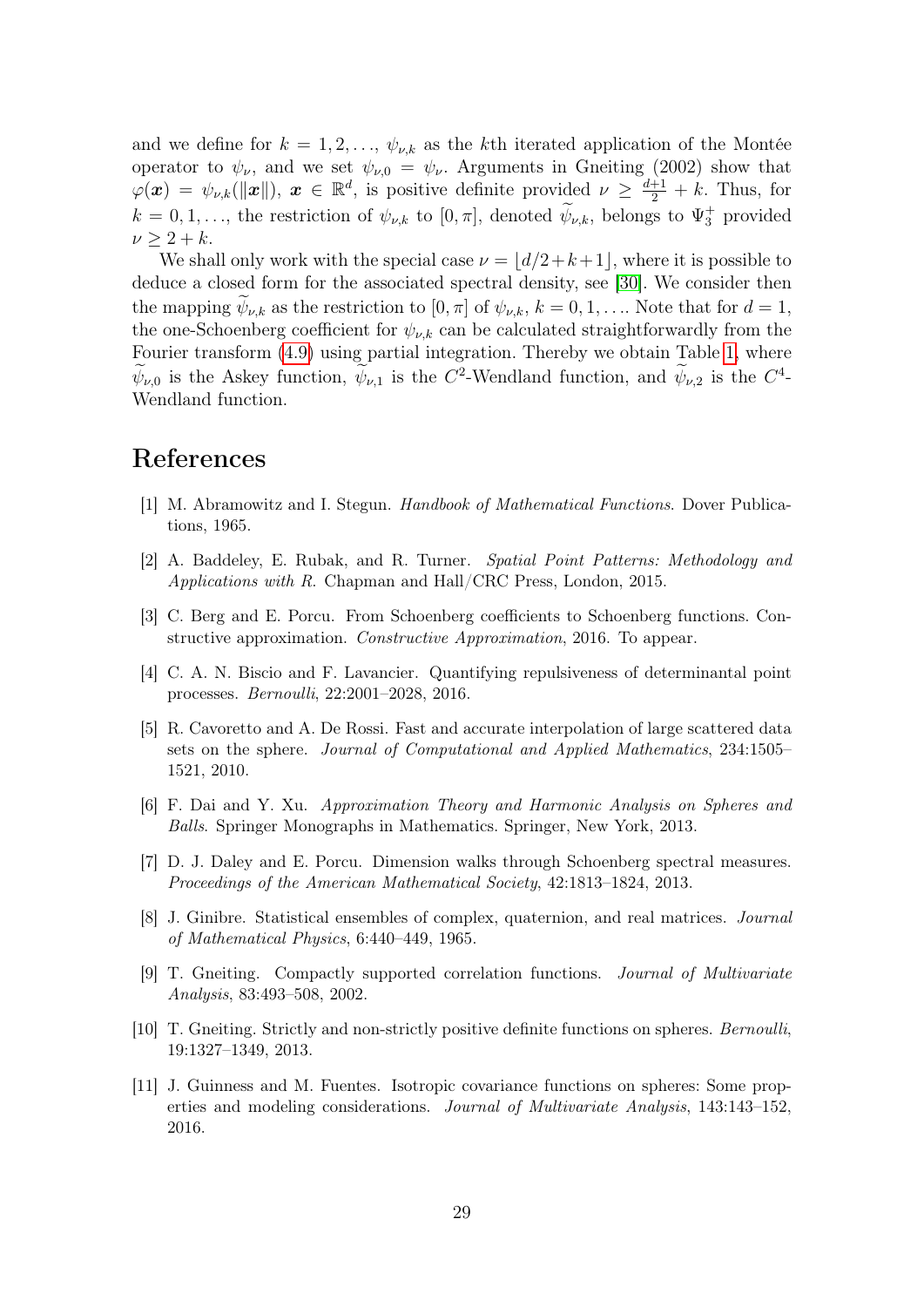and we define for $k = 1, 2, \ldots$, $\psi_{\nu,k}$ as the $k$th iterated application of the Montée operator to $\psi_\nu$, and we set $\psi_{\nu,0} = \psi_\nu$. Arguments in Gneiting (2002) show that $\varphi(\boldsymbol{x}) = \psi_{\nu,k}(\|\boldsymbol{x}\|)$, $\boldsymbol{x} \in \mathbb{R}^d$, is positive definite provided $\nu \geq \frac{d+1}{2} + k$. Thus, for $k = 0, 1, \ldots$, the restriction of $\psi_{\nu,k}$ to $[0, \pi]$, denoted $\widetilde{\psi}_{\nu,k}$, belongs to $\Psi_3^+$ provided $\nu \geq 2 + k$.

We shall only work with the special case $\nu = \lfloor d/2 + k + 1 \rfloor$, where it is possible to deduce a closed form for the associated spectral density, see [30]. We consider then the mapping $\widetilde{\psi}_{\nu,k}$ as the restriction to $[0, \pi]$ of $\psi_{\nu,k}$, $k = 0, 1, \ldots$. Note that for $d = 1$, the one-Schoenberg coefficient for $\psi_{\nu,k}$ can be calculated straightforwardly from the Fourier transform (4.9) using partial integration. Thereby we obtain Table 1, where $\widetilde{\psi}_{\nu,0}$ is the Askey function, $\widetilde{\psi}_{\nu,1}$ is the $C^2$-Wendland function, and $\widetilde{\psi}_{\nu,2}$ is the $C^4$-Wendland function.

# References

[1] M. Abramowitz and I. Stegun. *Handbook of Mathematical Functions*. Dover Publications, 1965.

[2] A. Baddeley, E. Rubak, and R. Turner. *Spatial Point Patterns: Methodology and Applications with R*. Chapman and Hall/CRC Press, London, 2015.

[3] C. Berg and E. Porcu. From Schoenberg coefficients to Schoenberg functions. Constructive approximation. *Constructive Approximation*, 2016. To appear.

[4] C. A. N. Biscio and F. Lavancier. Quantifying repulsiveness of determinantal point processes. *Bernoulli*, 22:2001–2028, 2016.

[5] R. Cavoretto and A. De Rossi. Fast and accurate interpolation of large scattered data sets on the sphere. *Journal of Computational and Applied Mathematics*, 234:1505–1521, 2010.

[6] F. Dai and Y. Xu. *Approximation Theory and Harmonic Analysis on Spheres and Balls*. Springer Monographs in Mathematics. Springer, New York, 2013.

[7] D. J. Daley and E. Porcu. Dimension walks through Schoenberg spectral measures. *Proceedings of the American Mathematical Society*, 42:1813–1824, 2013.

[8] J. Ginibre. Statistical ensembles of complex, quaternion, and real matrices. *Journal of Mathematical Physics*, 6:440–449, 1965.

[9] T. Gneiting. Compactly supported correlation functions. *Journal of Multivariate Analysis*, 83:493–508, 2002.

[10] T. Gneiting. Strictly and non-strictly positive definite functions on spheres. *Bernoulli*, 19:1327–1349, 2013.

[11] J. Guinness and M. Fuentes. Isotropic covariance functions on spheres: Some properties and modeling considerations. *Journal of Multivariate Analysis*, 143:143–152, 2016.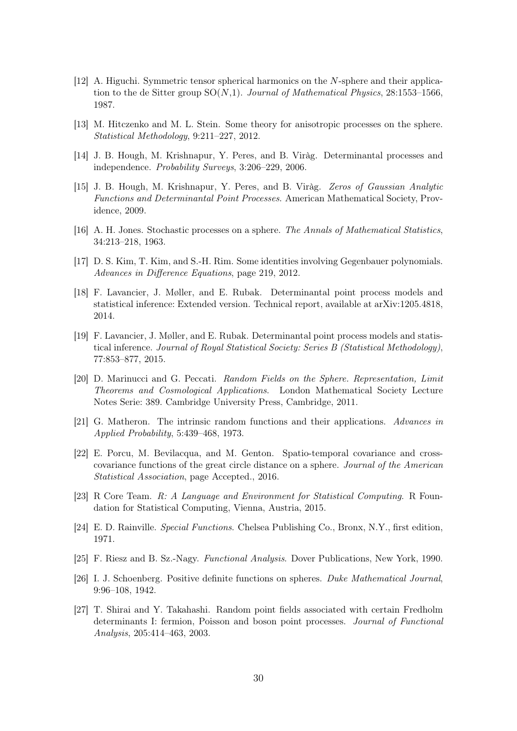[12] A. Higuchi. Symmetric tensor spherical harmonics on the $N$-sphere and their application to the de Sitter group SO($N$,1). *Journal of Mathematical Physics*, 28:1553–1566, 1987.

[13] M. Hitczenko and M. L. Stein. Some theory for anisotropic processes on the sphere. *Statistical Methodology*, 9:211–227, 2012.

[14] J. B. Hough, M. Krishnapur, Y. Peres, and B. Viràg. Determinantal processes and independence. *Probability Surveys*, 3:206–229, 2006.

[15] J. B. Hough, M. Krishnapur, Y. Peres, and B. Viràg. *Zeros of Gaussian Analytic Functions and Determinantal Point Processes*. American Mathematical Society, Providence, 2009.

[16] A. H. Jones. Stochastic processes on a sphere. *The Annals of Mathematical Statistics*, 34:213–218, 1963.

[17] D. S. Kim, T. Kim, and S.-H. Rim. Some identities involving Gegenbauer polynomials. *Advances in Difference Equations*, page 219, 2012.

[18] F. Lavancier, J. Møller, and E. Rubak. Determinantal point process models and statistical inference: Extended version. Technical report, available at arXiv:1205.4818, 2014.

[19] F. Lavancier, J. Møller, and E. Rubak. Determinantal point process models and statistical inference. *Journal of Royal Statistical Society: Series B (Statistical Methodology)*, 77:853–877, 2015.

[20] D. Marinucci and G. Peccati. *Random Fields on the Sphere. Representation, Limit Theorems and Cosmological Applications*. London Mathematical Society Lecture Notes Serie: 389. Cambridge University Press, Cambridge, 2011.

[21] G. Matheron. The intrinsic random functions and their applications. *Advances in Applied Probability*, 5:439–468, 1973.

[22] E. Porcu, M. Bevilacqua, and M. Genton. Spatio-temporal covariance and cross-covariance functions of the great circle distance on a sphere. *Journal of the American Statistical Association*, page Accepted., 2016.

[23] R Core Team. *R: A Language and Environment for Statistical Computing*. R Foundation for Statistical Computing, Vienna, Austria, 2015.

[24] E. D. Rainville. *Special Functions*. Chelsea Publishing Co., Bronx, N.Y., first edition, 1971.

[25] F. Riesz and B. Sz.-Nagy. *Functional Analysis*. Dover Publications, New York, 1990.

[26] I. J. Schoenberg. Positive definite functions on spheres. *Duke Mathematical Journal*, 9:96–108, 1942.

[27] T. Shirai and Y. Takahashi. Random point fields associated with certain Fredholm determinants I: fermion, Poisson and boson point processes. *Journal of Functional Analysis*, 205:414–463, 2003.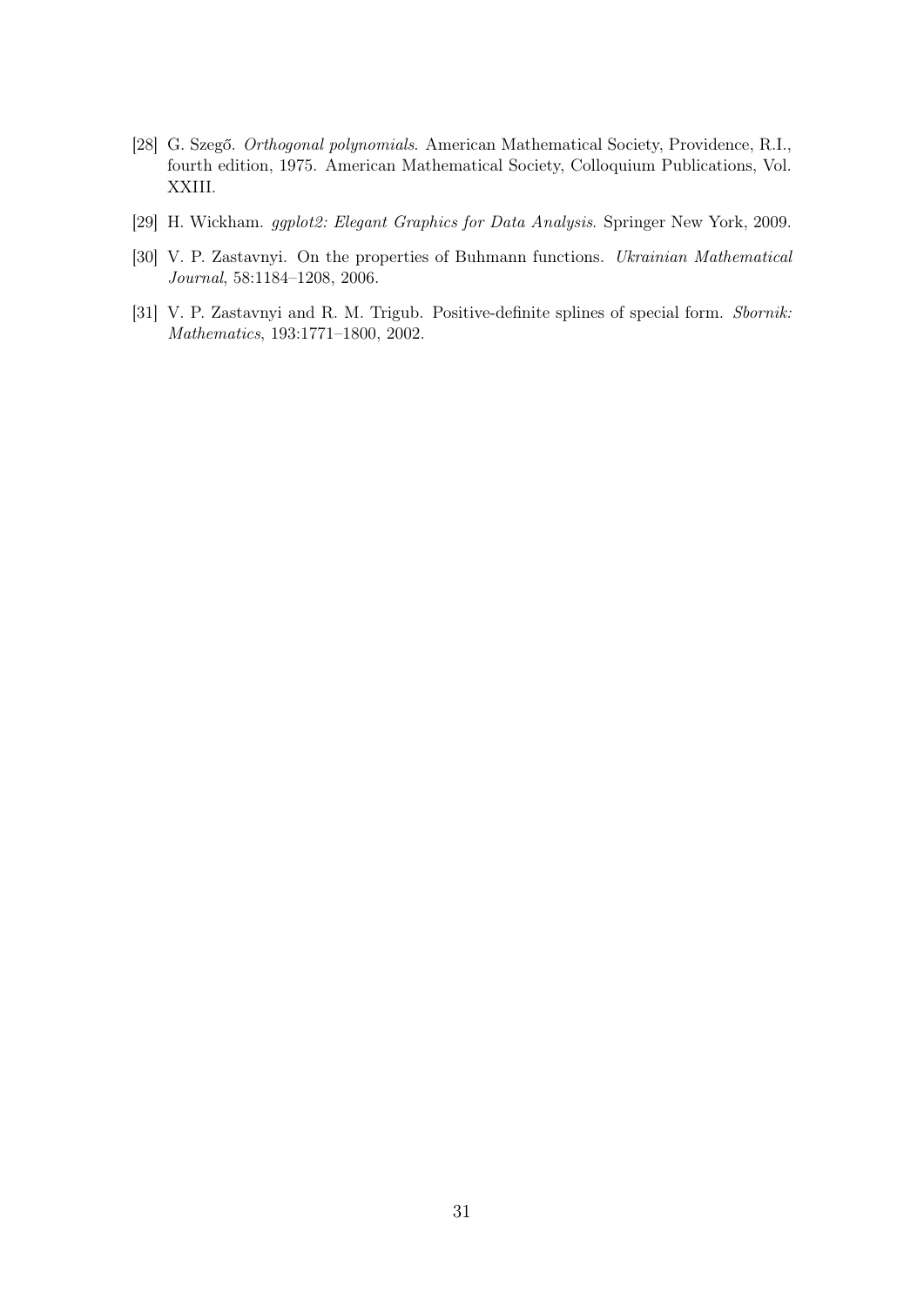[28] G. Szegő. *Orthogonal polynomials*. American Mathematical Society, Providence, R.I., fourth edition, 1975. American Mathematical Society, Colloquium Publications, Vol. XXIII.

[29] H. Wickham. *ggplot2: Elegant Graphics for Data Analysis*. Springer New York, 2009.

[30] V. P. Zastavnyi. On the properties of Buhmann functions. *Ukrainian Mathematical Journal*, 58:1184–1208, 2006.

[31] V. P. Zastavnyi and R. M. Trigub. Positive-definite splines of special form. *Sbornik: Mathematics*, 193:1771–1800, 2002.